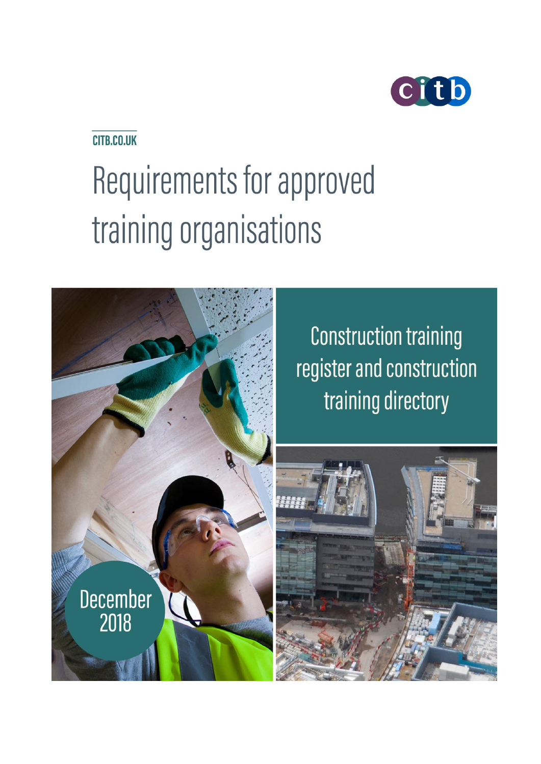CITB.CO.UK

# Requirements for approved training organisations

## Construction training register and construction training directory

December 2018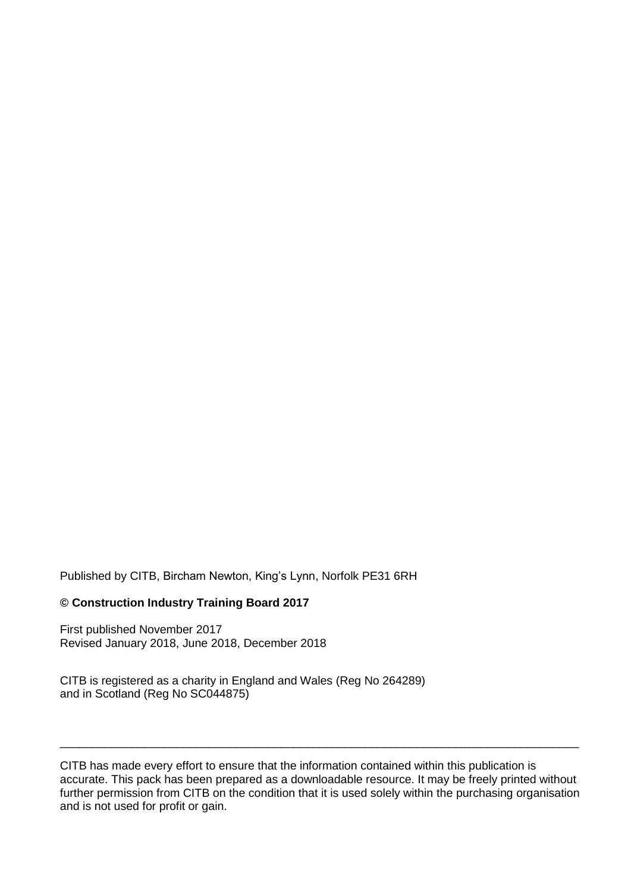Published by CITB, Bircham Newton, King's Lynn, Norfolk PE31 6RH

**© Construction Industry Training Board 2017**

First published November 2017
Revised January 2018, June 2018, December 2018

CITB is registered as a charity in England and Wales (Reg No 264289)
and in Scotland (Reg No SC044875)

---

CITB has made every effort to ensure that the information contained within this publication is accurate. This pack has been prepared as a downloadable resource. It may be freely printed without further permission from CITB on the condition that it is used solely within the purchasing organisation and is not used for profit or gain.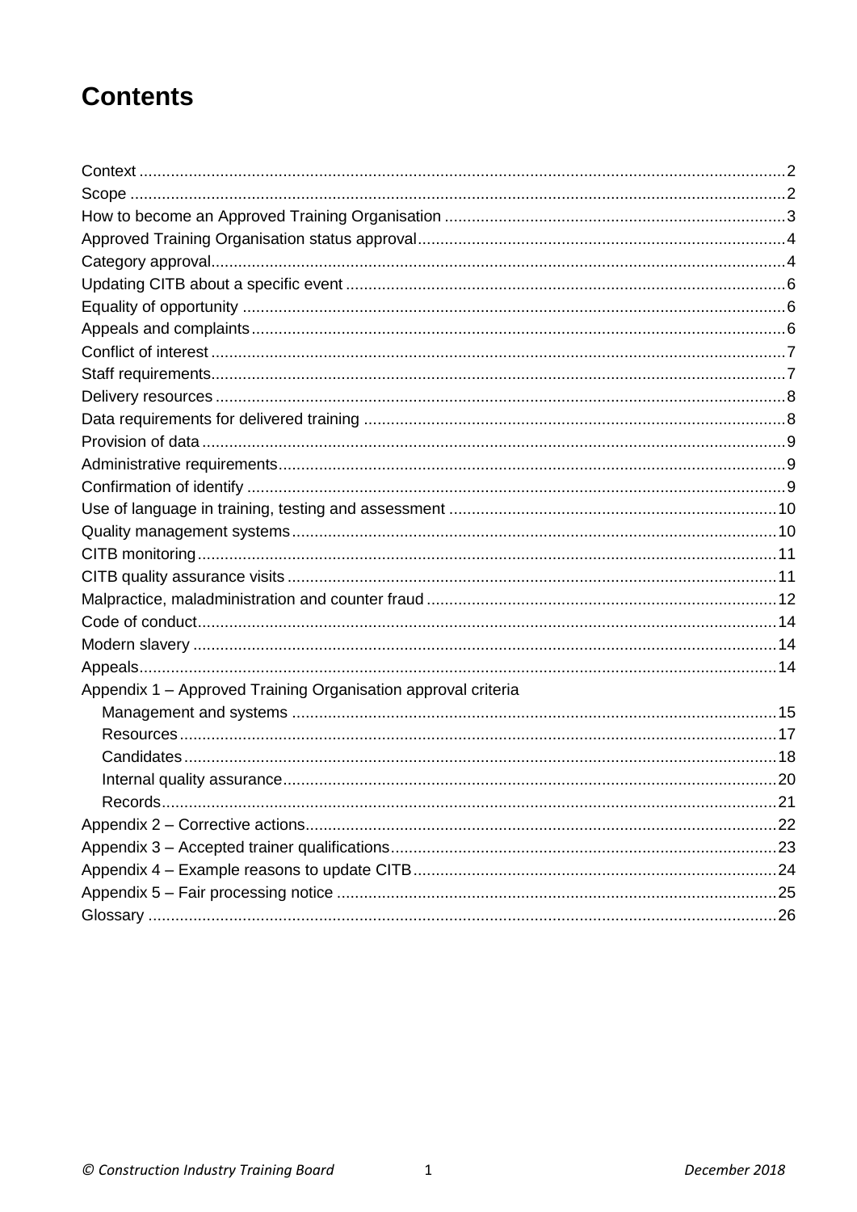# Contents

Context ........................................................................................................................................2
Scope ..........................................................................................................................................2
How to become an Approved Training Organisation ...................................................................3
Approved Training Organisation status approval.........................................................................4
Category approval........................................................................................................................4
Updating CITB about a specific event .........................................................................................6
Equality of opportunity .................................................................................................................6
Appeals and complaints...............................................................................................................6
Conflict of interest ........................................................................................................................7
Staff requirements........................................................................................................................7
Delivery resources .......................................................................................................................8
Data requirements for delivered training .....................................................................................8
Provision of data ..........................................................................................................................9
Administrative requirements.........................................................................................................9
Confirmation of identify ................................................................................................................9
Use of language in training, testing and assessment ................................................................10
Quality management systems....................................................................................................10
CITB monitoring.........................................................................................................................11
CITB quality assurance visits .....................................................................................................11
Malpractice, maladministration and counter fraud .....................................................................12
Code of conduct.........................................................................................................................14
Modern slavery ..........................................................................................................................14
Appeals......................................................................................................................................14
Appendix 1 – Approved Training Organisation approval criteria
- Management and systems ....................................................................................................15
- Resources..............................................................................................................................17
- Candidates.............................................................................................................................18
- Internal quality assurance......................................................................................................20
- Records..................................................................................................................................21

Appendix 2 – Corrective actions.................................................................................................22
Appendix 3 – Accepted trainer qualifications..............................................................................23
Appendix 4 – Example reasons to update CITB.........................................................................24
Appendix 5 – Fair processing notice ..........................................................................................25
Glossary .....................................................................................................................................26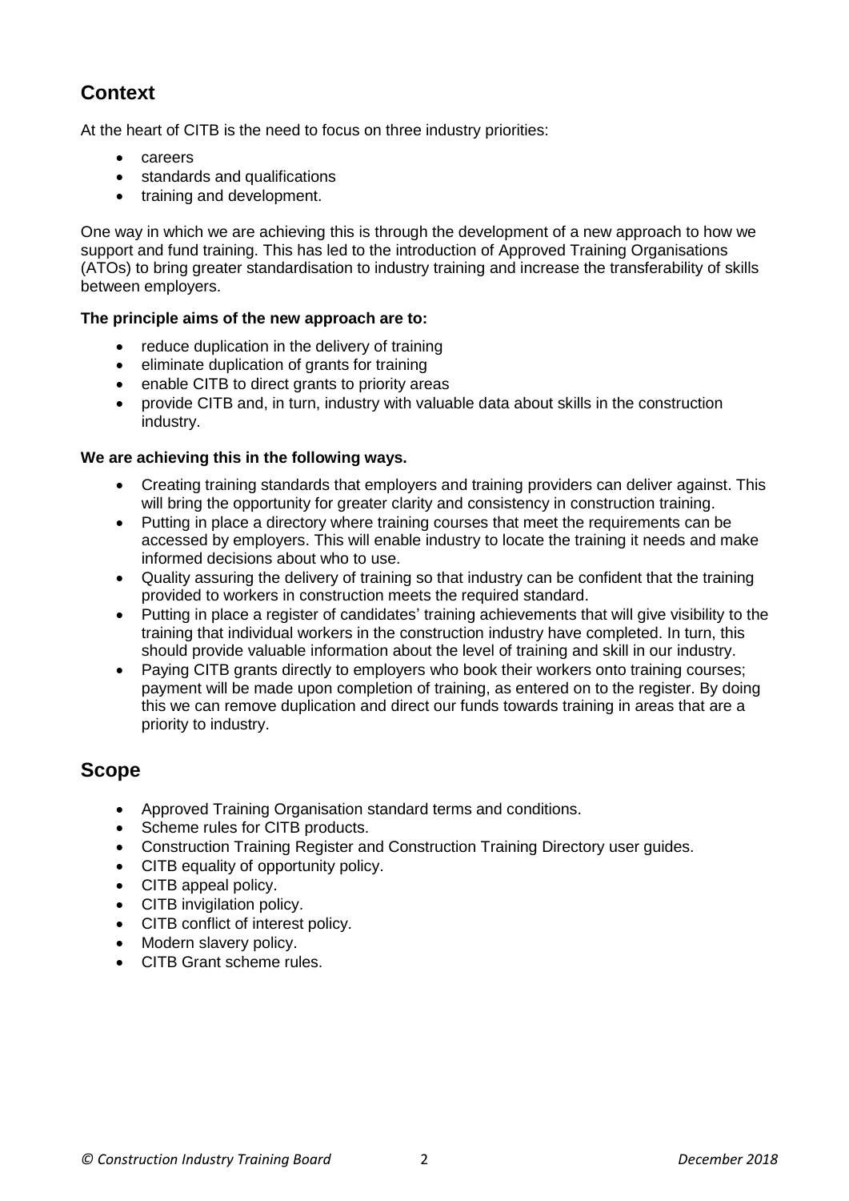## Context

At the heart of CITB is the need to focus on three industry priorities:

- careers
- standards and qualifications
- training and development.

One way in which we are achieving this is through the development of a new approach to how we support and fund training. This has led to the introduction of Approved Training Organisations (ATOs) to bring greater standardisation to industry training and increase the transferability of skills between employers.

**The principle aims of the new approach are to:**

- reduce duplication in the delivery of training
- eliminate duplication of grants for training
- enable CITB to direct grants to priority areas
- provide CITB and, in turn, industry with valuable data about skills in the construction industry.

**We are achieving this in the following ways.**

- Creating training standards that employers and training providers can deliver against. This will bring the opportunity for greater clarity and consistency in construction training.
- Putting in place a directory where training courses that meet the requirements can be accessed by employers. This will enable industry to locate the training it needs and make informed decisions about who to use.
- Quality assuring the delivery of training so that industry can be confident that the training provided to workers in construction meets the required standard.
- Putting in place a register of candidates' training achievements that will give visibility to the training that individual workers in the construction industry have completed. In turn, this should provide valuable information about the level of training and skill in our industry.
- Paying CITB grants directly to employers who book their workers onto training courses; payment will be made upon completion of training, as entered on to the register. By doing this we can remove duplication and direct our funds towards training in areas that are a priority to industry.

## Scope

- Approved Training Organisation standard terms and conditions.
- Scheme rules for CITB products.
- Construction Training Register and Construction Training Directory user guides.
- CITB equality of opportunity policy.
- CITB appeal policy.
- CITB invigilation policy.
- CITB conflict of interest policy.
- Modern slavery policy.
- CITB Grant scheme rules.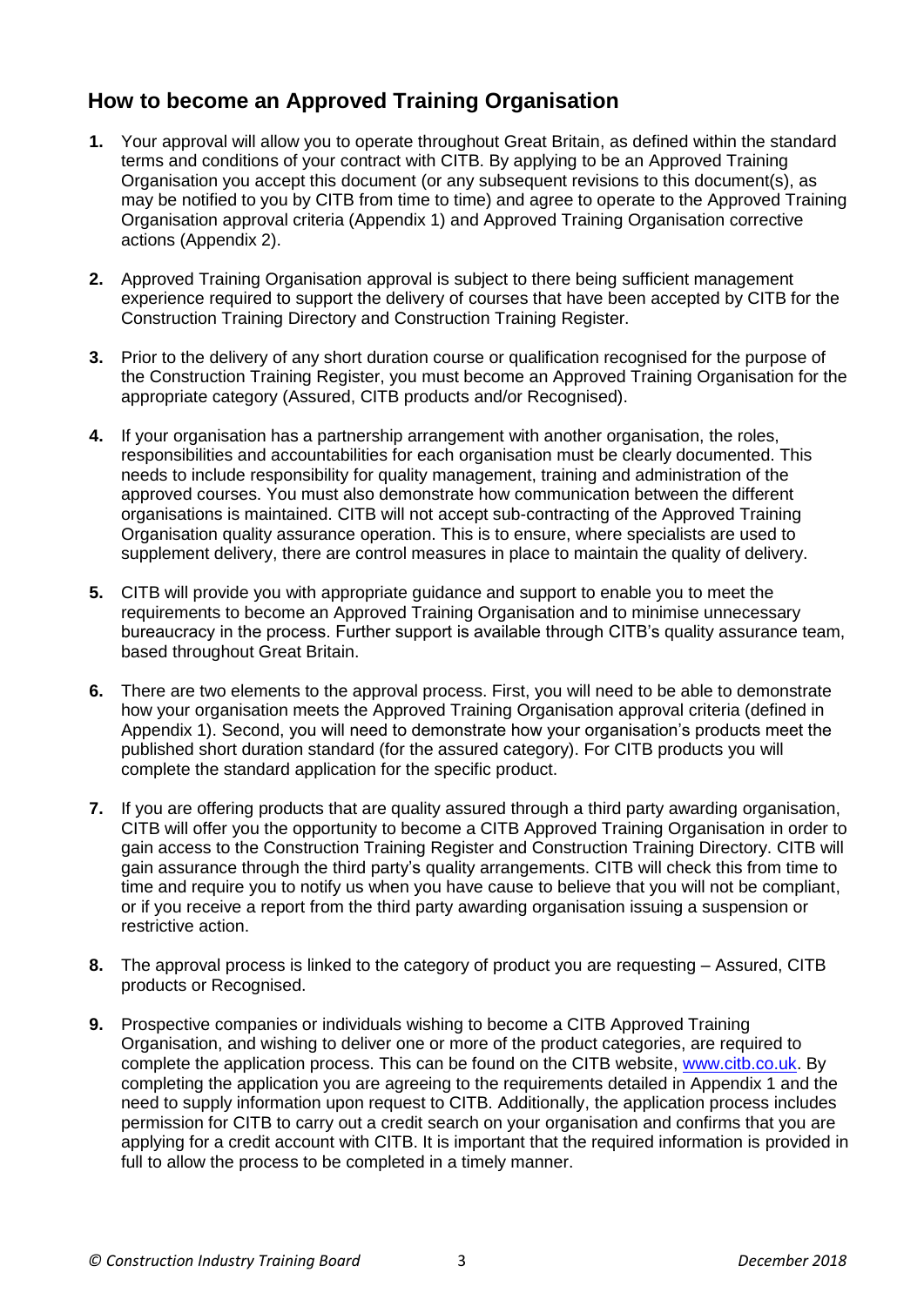## How to become an Approved Training Organisation

1. Your approval will allow you to operate throughout Great Britain, as defined within the standard terms and conditions of your contract with CITB. By applying to be an Approved Training Organisation you accept this document (or any subsequent revisions to this document(s), as may be notified to you by CITB from time to time) and agree to operate to the Approved Training Organisation approval criteria (Appendix 1) and Approved Training Organisation corrective actions (Appendix 2).

2. Approved Training Organisation approval is subject to there being sufficient management experience required to support the delivery of courses that have been accepted by CITB for the Construction Training Directory and Construction Training Register.

3. Prior to the delivery of any short duration course or qualification recognised for the purpose of the Construction Training Register, you must become an Approved Training Organisation for the appropriate category (Assured, CITB products and/or Recognised).

4. If your organisation has a partnership arrangement with another organisation, the roles, responsibilities and accountabilities for each organisation must be clearly documented. This needs to include responsibility for quality management, training and administration of the approved courses. You must also demonstrate how communication between the different organisations is maintained. CITB will not accept sub-contracting of the Approved Training Organisation quality assurance operation. This is to ensure, where specialists are used to supplement delivery, there are control measures in place to maintain the quality of delivery.

5. CITB will provide you with appropriate guidance and support to enable you to meet the requirements to become an Approved Training Organisation and to minimise unnecessary bureaucracy in the process. Further support is available through CITB's quality assurance team, based throughout Great Britain.

6. There are two elements to the approval process. First, you will need to be able to demonstrate how your organisation meets the Approved Training Organisation approval criteria (defined in Appendix 1). Second, you will need to demonstrate how your organisation's products meet the published short duration standard (for the assured category). For CITB products you will complete the standard application for the specific product.

7. If you are offering products that are quality assured through a third party awarding organisation, CITB will offer you the opportunity to become a CITB Approved Training Organisation in order to gain access to the Construction Training Register and Construction Training Directory. CITB will gain assurance through the third party's quality arrangements. CITB will check this from time to time and require you to notify us when you have cause to believe that you will not be compliant, or if you receive a report from the third party awarding organisation issuing a suspension or restrictive action.

8. The approval process is linked to the category of product you are requesting – Assured, CITB products or Recognised.

9. Prospective companies or individuals wishing to become a CITB Approved Training Organisation, and wishing to deliver one or more of the product categories, are required to complete the application process. This can be found on the CITB website, [www.citb.co.uk](http://www.citb.co.uk). By completing the application you are agreeing to the requirements detailed in Appendix 1 and the need to supply information upon request to CITB. Additionally, the application process includes permission for CITB to carry out a credit search on your organisation and confirms that you are applying for a credit account with CITB. It is important that the required information is provided in full to allow the process to be completed in a timely manner.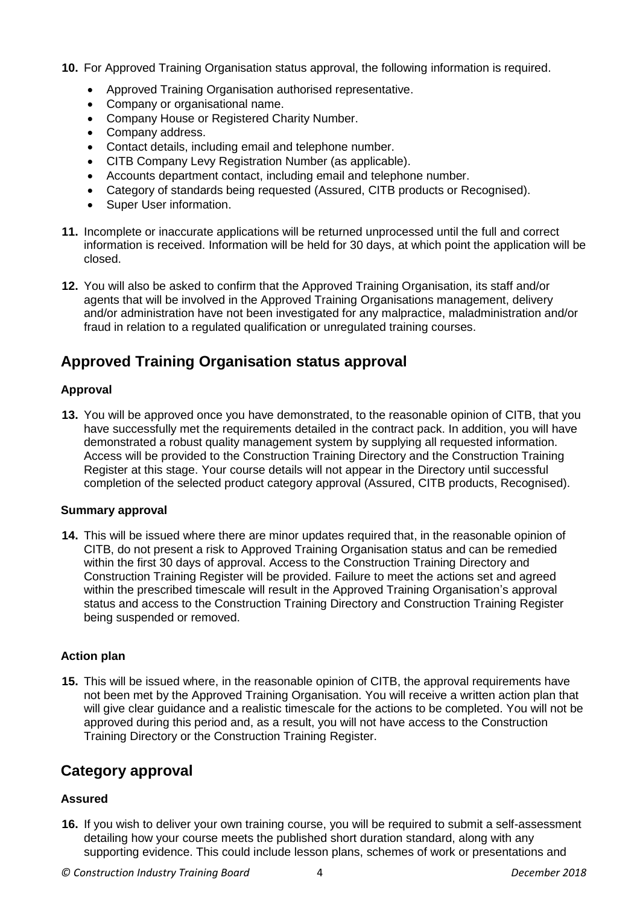10. For Approved Training Organisation status approval, the following information is required.
    - Approved Training Organisation authorised representative.
    - Company or organisational name.
    - Company House or Registered Charity Number.
    - Company address.
    - Contact details, including email and telephone number.
    - CITB Company Levy Registration Number (as applicable).
    - Accounts department contact, including email and telephone number.
    - Category of standards being requested (Assured, CITB products or Recognised).
    - Super User information.

11. Incomplete or inaccurate applications will be returned unprocessed until the full and correct information is received. Information will be held for 30 days, at which point the application will be closed.

12. You will also be asked to confirm that the Approved Training Organisation, its staff and/or agents that will be involved in the Approved Training Organisations management, delivery and/or administration have not been investigated for any malpractice, maladministration and/or fraud in relation to a regulated qualification or unregulated training courses.

## Approved Training Organisation status approval

#### Approval

13. You will be approved once you have demonstrated, to the reasonable opinion of CITB, that you have successfully met the requirements detailed in the contract pack. In addition, you will have demonstrated a robust quality management system by supplying all requested information. Access will be provided to the Construction Training Directory and the Construction Training Register at this stage. Your course details will not appear in the Directory until successful completion of the selected product category approval (Assured, CITB products, Recognised).

#### Summary approval

14. This will be issued where there are minor updates required that, in the reasonable opinion of CITB, do not present a risk to Approved Training Organisation status and can be remedied within the first 30 days of approval. Access to the Construction Training Directory and Construction Training Register will be provided. Failure to meet the actions set and agreed within the prescribed timescale will result in the Approved Training Organisation's approval status and access to the Construction Training Directory and Construction Training Register being suspended or removed.

#### Action plan

15. This will be issued where, in the reasonable opinion of CITB, the approval requirements have not been met by the Approved Training Organisation. You will receive a written action plan that will give clear guidance and a realistic timescale for the actions to be completed. You will not be approved during this period and, as a result, you will not have access to the Construction Training Directory or the Construction Training Register.

## Category approval

#### Assured

16. If you wish to deliver your own training course, you will be required to submit a self-assessment detailing how your course meets the published short duration standard, along with any supporting evidence. This could include lesson plans, schemes of work or presentations and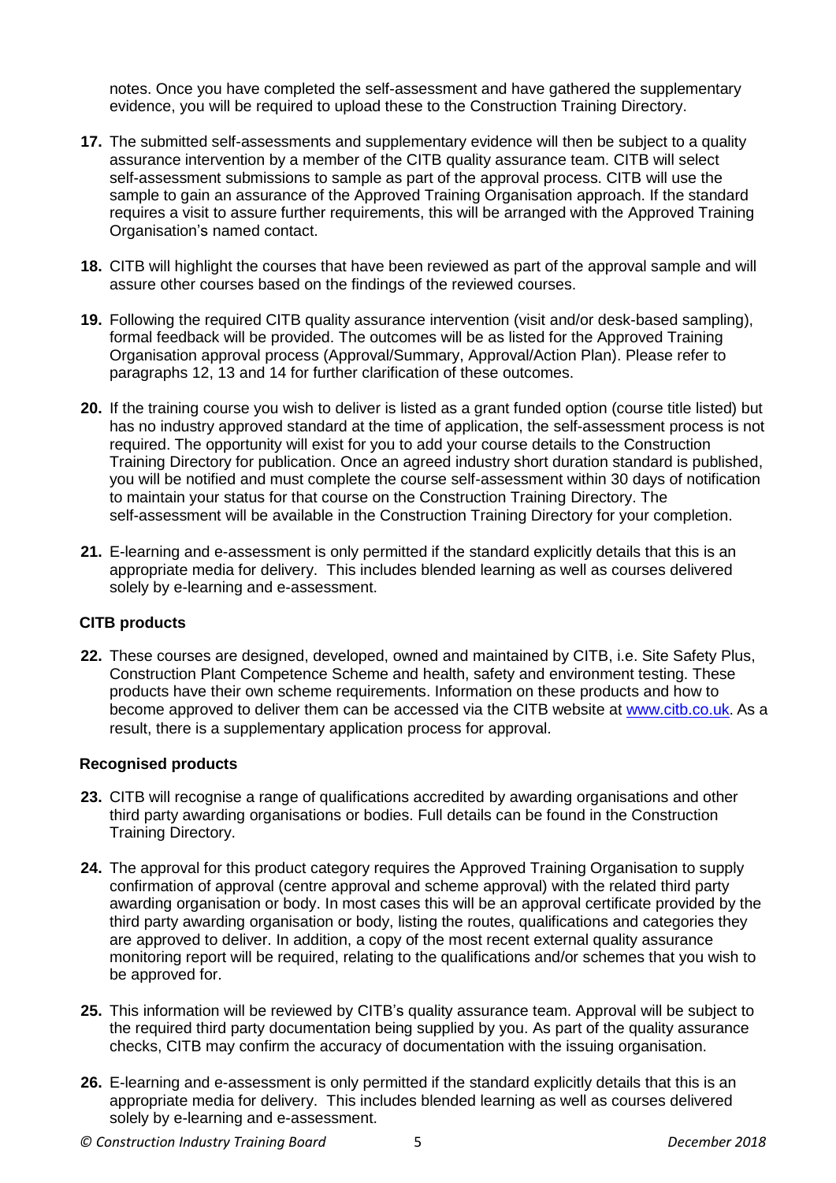notes. Once you have completed the self-assessment and have gathered the supplementary evidence, you will be required to upload these to the Construction Training Directory.

**17.** The submitted self-assessments and supplementary evidence will then be subject to a quality assurance intervention by a member of the CITB quality assurance team. CITB will select self-assessment submissions to sample as part of the approval process. CITB will use the sample to gain an assurance of the Approved Training Organisation approach. If the standard requires a visit to assure further requirements, this will be arranged with the Approved Training Organisation's named contact.

**18.** CITB will highlight the courses that have been reviewed as part of the approval sample and will assure other courses based on the findings of the reviewed courses.

**19.** Following the required CITB quality assurance intervention (visit and/or desk-based sampling), formal feedback will be provided. The outcomes will be as listed for the Approved Training Organisation approval process (Approval/Summary, Approval/Action Plan). Please refer to paragraphs 12, 13 and 14 for further clarification of these outcomes.

**20.** If the training course you wish to deliver is listed as a grant funded option (course title listed) but has no industry approved standard at the time of application, the self-assessment process is not required. The opportunity will exist for you to add your course details to the Construction Training Directory for publication. Once an agreed industry short duration standard is published, you will be notified and must complete the course self-assessment within 30 days of notification to maintain your status for that course on the Construction Training Directory. The self-assessment will be available in the Construction Training Directory for your completion.

**21.** E-learning and e-assessment is only permitted if the standard explicitly details that this is an appropriate media for delivery. This includes blended learning as well as courses delivered solely by e-learning and e-assessment.

### CITB products

**22.** These courses are designed, developed, owned and maintained by CITB, i.e. Site Safety Plus, Construction Plant Competence Scheme and health, safety and environment testing. These products have their own scheme requirements. Information on these products and how to become approved to deliver them can be accessed via the CITB website at www.citb.co.uk. As a result, there is a supplementary application process for approval.

### Recognised products

**23.** CITB will recognise a range of qualifications accredited by awarding organisations and other third party awarding organisations or bodies. Full details can be found in the Construction Training Directory.

**24.** The approval for this product category requires the Approved Training Organisation to supply confirmation of approval (centre approval and scheme approval) with the related third party awarding organisation or body. In most cases this will be an approval certificate provided by the third party awarding organisation or body, listing the routes, qualifications and categories they are approved to deliver. In addition, a copy of the most recent external quality assurance monitoring report will be required, relating to the qualifications and/or schemes that you wish to be approved for.

**25.** This information will be reviewed by CITB's quality assurance team. Approval will be subject to the required third party documentation being supplied by you. As part of the quality assurance checks, CITB may confirm the accuracy of documentation with the issuing organisation.

**26.** E-learning and e-assessment is only permitted if the standard explicitly details that this is an appropriate media for delivery. This includes blended learning as well as courses delivered solely by e-learning and e-assessment.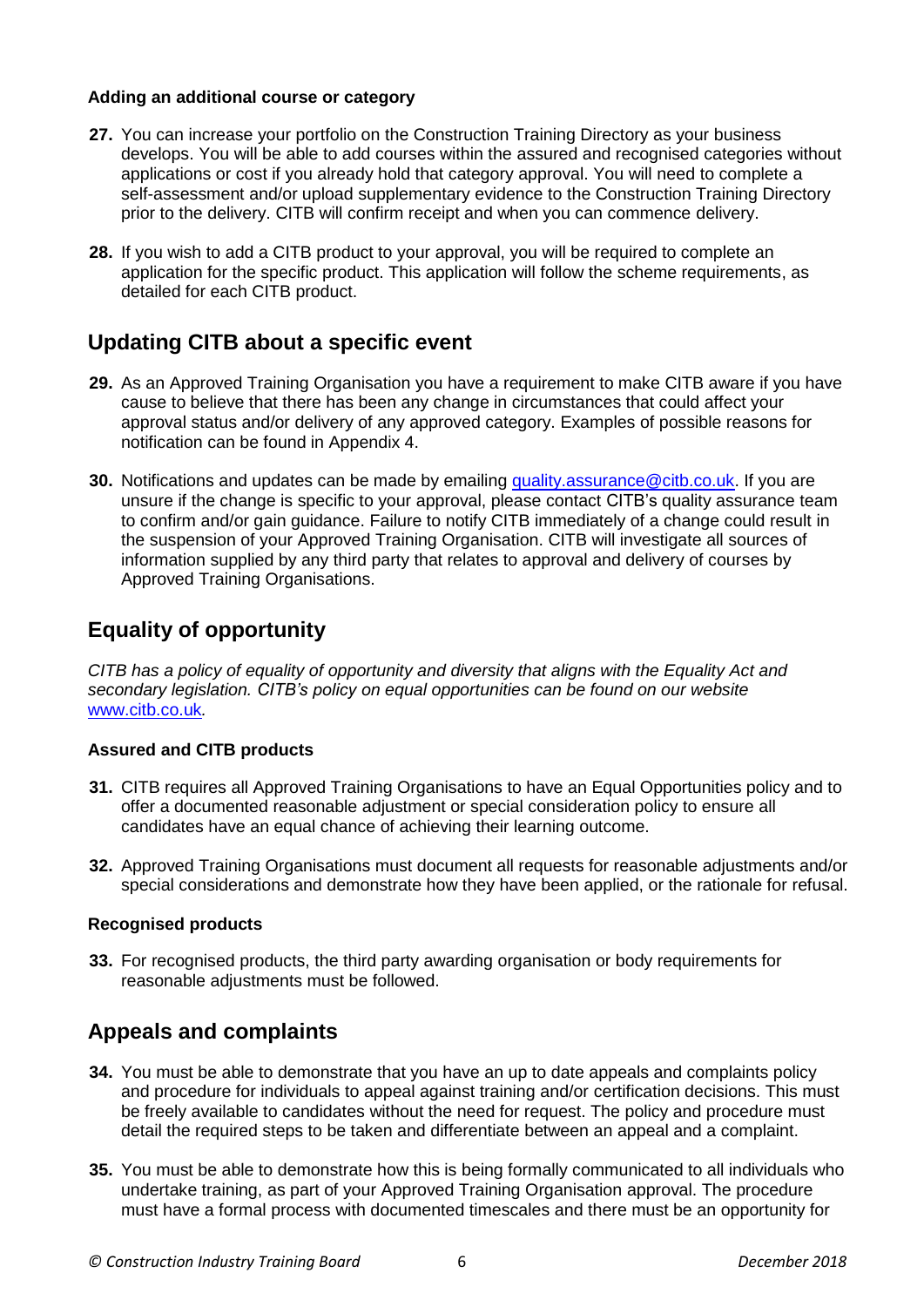#### Adding an additional course or category

**27.** You can increase your portfolio on the Construction Training Directory as your business develops. You will be able to add courses within the assured and recognised categories without applications or cost if you already hold that category approval. You will need to complete a self-assessment and/or upload supplementary evidence to the Construction Training Directory prior to the delivery. CITB will confirm receipt and when you can commence delivery.

**28.** If you wish to add a CITB product to your approval, you will be required to complete an application for the specific product. This application will follow the scheme requirements, as detailed for each CITB product.

## Updating CITB about a specific event

**29.** As an Approved Training Organisation you have a requirement to make CITB aware if you have cause to believe that there has been any change in circumstances that could affect your approval status and/or delivery of any approved category. Examples of possible reasons for notification can be found in Appendix 4.

**30.** Notifications and updates can be made by emailing quality.assurance@citb.co.uk. If you are unsure if the change is specific to your approval, please contact CITB's quality assurance team to confirm and/or gain guidance. Failure to notify CITB immediately of a change could result in the suspension of your Approved Training Organisation. CITB will investigate all sources of information supplied by any third party that relates to approval and delivery of courses by Approved Training Organisations.

## Equality of opportunity

*CITB has a policy of equality of opportunity and diversity that aligns with the Equality Act and secondary legislation. CITB's policy on equal opportunities can be found on our website www.citb.co.uk.*

#### Assured and CITB products

**31.** CITB requires all Approved Training Organisations to have an Equal Opportunities policy and to offer a documented reasonable adjustment or special consideration policy to ensure all candidates have an equal chance of achieving their learning outcome.

**32.** Approved Training Organisations must document all requests for reasonable adjustments and/or special considerations and demonstrate how they have been applied, or the rationale for refusal.

#### Recognised products

**33.** For recognised products, the third party awarding organisation or body requirements for reasonable adjustments must be followed.

## Appeals and complaints

**34.** You must be able to demonstrate that you have an up to date appeals and complaints policy and procedure for individuals to appeal against training and/or certification decisions. This must be freely available to candidates without the need for request. The policy and procedure must detail the required steps to be taken and differentiate between an appeal and a complaint.

**35.** You must be able to demonstrate how this is being formally communicated to all individuals who undertake training, as part of your Approved Training Organisation approval. The procedure must have a formal process with documented timescales and there must be an opportunity for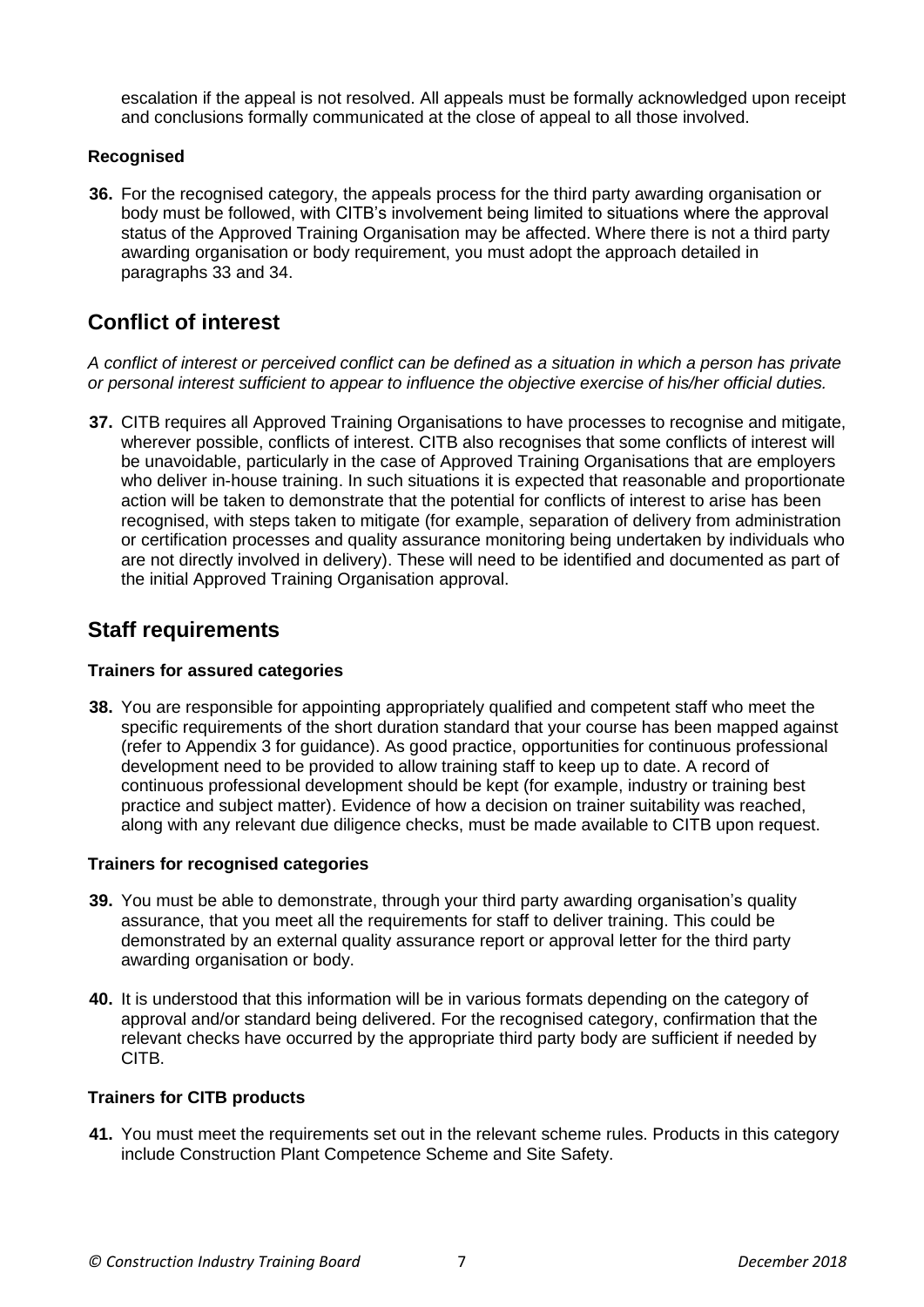escalation if the appeal is not resolved. All appeals must be formally acknowledged upon receipt and conclusions formally communicated at the close of appeal to all those involved.

**Recognised**

**36.** For the recognised category, the appeals process for the third party awarding organisation or body must be followed, with CITB's involvement being limited to situations where the approval status of the Approved Training Organisation may be affected. Where there is not a third party awarding organisation or body requirement, you must adopt the approach detailed in paragraphs 33 and 34.

## Conflict of interest

*A conflict of interest or perceived conflict can be defined as a situation in which a person has private or personal interest sufficient to appear to influence the objective exercise of his/her official duties.*

**37.** CITB requires all Approved Training Organisations to have processes to recognise and mitigate, wherever possible, conflicts of interest. CITB also recognises that some conflicts of interest will be unavoidable, particularly in the case of Approved Training Organisations that are employers who deliver in-house training. In such situations it is expected that reasonable and proportionate action will be taken to demonstrate that the potential for conflicts of interest to arise has been recognised, with steps taken to mitigate (for example, separation of delivery from administration or certification processes and quality assurance monitoring being undertaken by individuals who are not directly involved in delivery). These will need to be identified and documented as part of the initial Approved Training Organisation approval.

## Staff requirements

**Trainers for assured categories**

**38.** You are responsible for appointing appropriately qualified and competent staff who meet the specific requirements of the short duration standard that your course has been mapped against (refer to Appendix 3 for guidance). As good practice, opportunities for continuous professional development need to be provided to allow training staff to keep up to date. A record of continuous professional development should be kept (for example, industry or training best practice and subject matter). Evidence of how a decision on trainer suitability was reached, along with any relevant due diligence checks, must be made available to CITB upon request.

**Trainers for recognised categories**

**39.** You must be able to demonstrate, through your third party awarding organisation's quality assurance, that you meet all the requirements for staff to deliver training. This could be demonstrated by an external quality assurance report or approval letter for the third party awarding organisation or body.

**40.** It is understood that this information will be in various formats depending on the category of approval and/or standard being delivered. For the recognised category, confirmation that the relevant checks have occurred by the appropriate third party body are sufficient if needed by CITB.

**Trainers for CITB products**

**41.** You must meet the requirements set out in the relevant scheme rules. Products in this category include Construction Plant Competence Scheme and Site Safety.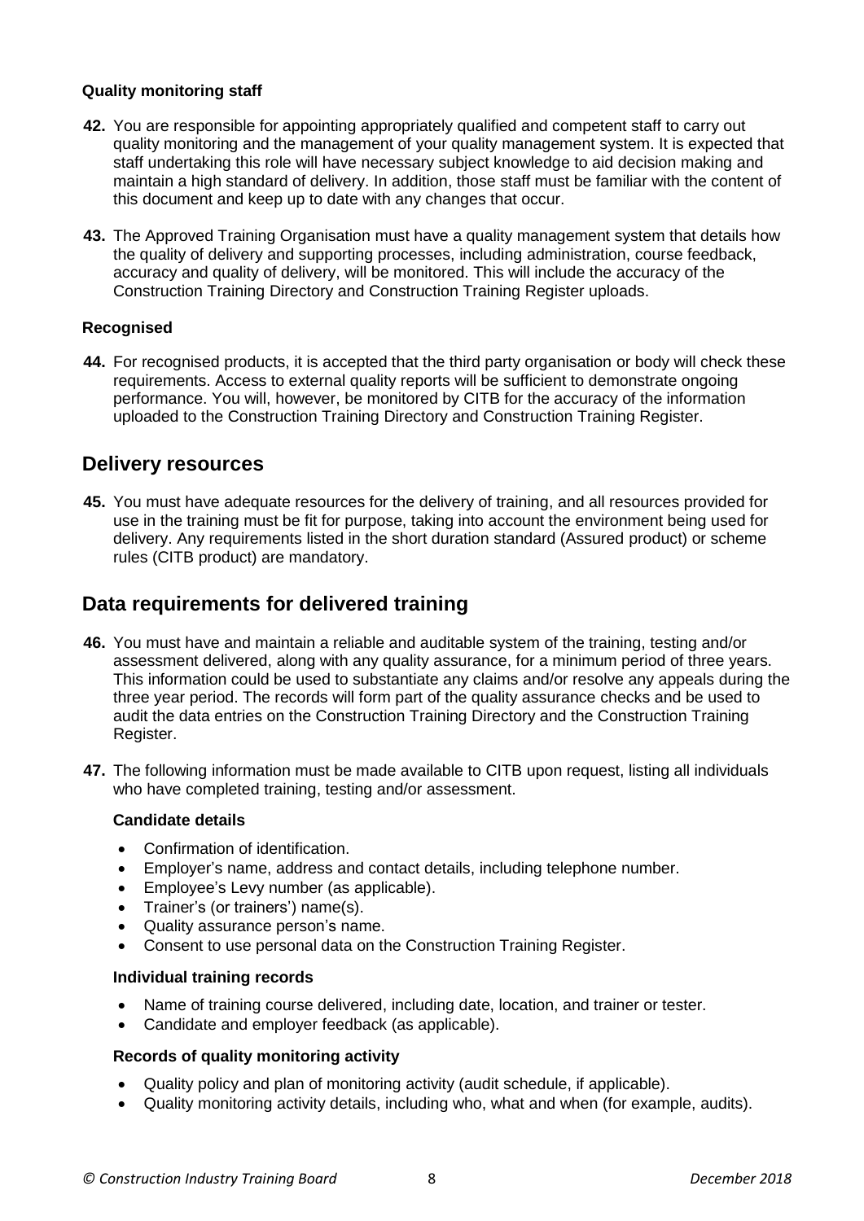### Quality monitoring staff

42. You are responsible for appointing appropriately qualified and competent staff to carry out quality monitoring and the management of your quality management system. It is expected that staff undertaking this role will have necessary subject knowledge to aid decision making and maintain a high standard of delivery. In addition, those staff must be familiar with the content of this document and keep up to date with any changes that occur.

43. The Approved Training Organisation must have a quality management system that details how the quality of delivery and supporting processes, including administration, course feedback, accuracy and quality of delivery, will be monitored. This will include the accuracy of the Construction Training Directory and Construction Training Register uploads.

### Recognised

44. For recognised products, it is accepted that the third party organisation or body will check these requirements. Access to external quality reports will be sufficient to demonstrate ongoing performance. You will, however, be monitored by CITB for the accuracy of the information uploaded to the Construction Training Directory and Construction Training Register.

## Delivery resources

45. You must have adequate resources for the delivery of training, and all resources provided for use in the training must be fit for purpose, taking into account the environment being used for delivery. Any requirements listed in the short duration standard (Assured product) or scheme rules (CITB product) are mandatory.

## Data requirements for delivered training

46. You must have and maintain a reliable and auditable system of the training, testing and/or assessment delivered, along with any quality assurance, for a minimum period of three years. This information could be used to substantiate any claims and/or resolve any appeals during the three year period. The records will form part of the quality assurance checks and be used to audit the data entries on the Construction Training Directory and the Construction Training Register.

47. The following information must be made available to CITB upon request, listing all individuals who have completed training, testing and/or assessment.

    **Candidate details**

    - Confirmation of identification.
    - Employer's name, address and contact details, including telephone number.
    - Employee's Levy number (as applicable).
    - Trainer's (or trainers') name(s).
    - Quality assurance person's name.
    - Consent to use personal data on the Construction Training Register.

    **Individual training records**

    - Name of training course delivered, including date, location, and trainer or tester.
    - Candidate and employer feedback (as applicable).

    **Records of quality monitoring activity**

    - Quality policy and plan of monitoring activity (audit schedule, if applicable).
    - Quality monitoring activity details, including who, what and when (for example, audits).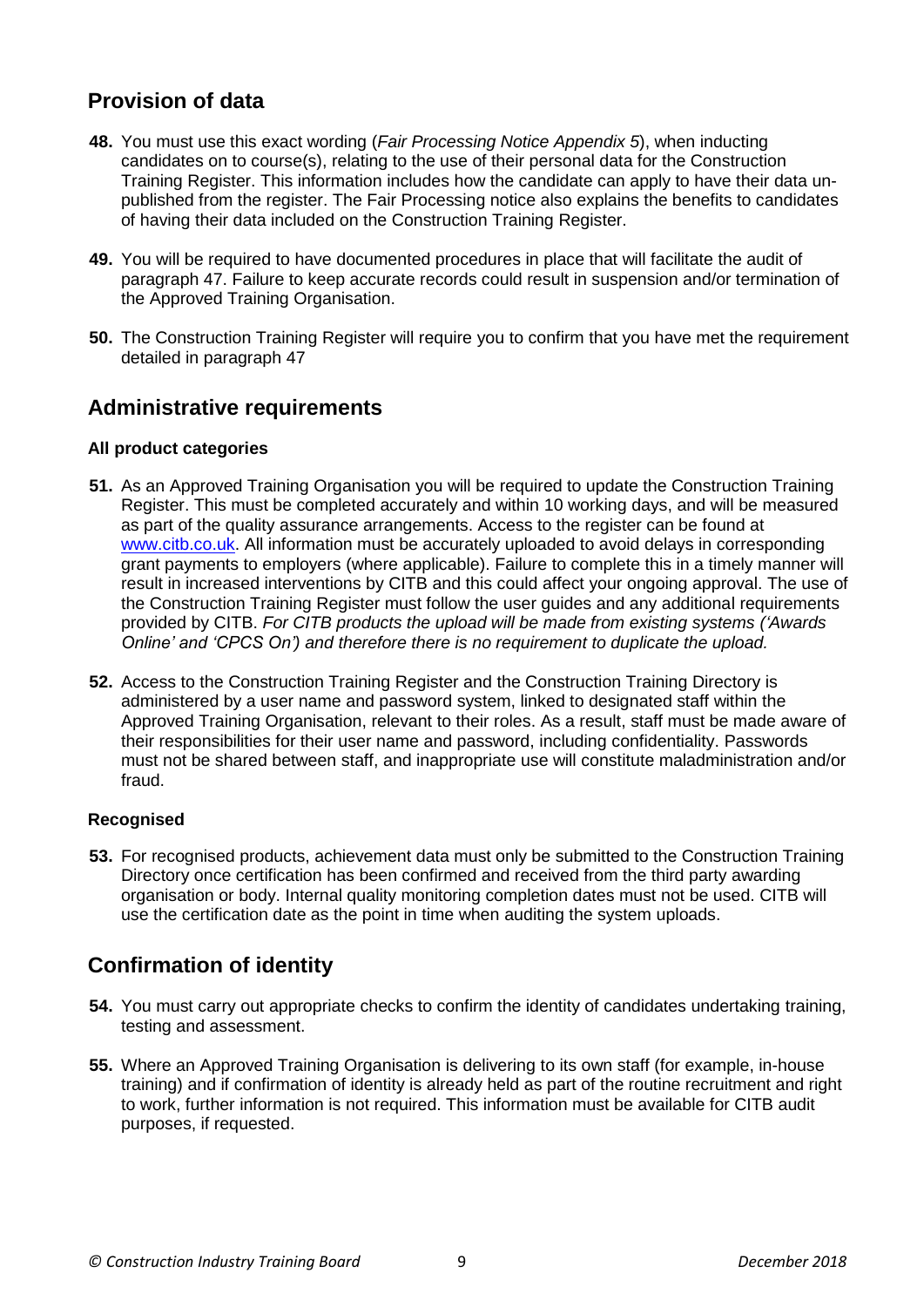## Provision of data

**48.** You must use this exact wording (*Fair Processing Notice Appendix 5*), when inducting candidates on to course(s), relating to the use of their personal data for the Construction Training Register. This information includes how the candidate can apply to have their data un-published from the register. The Fair Processing notice also explains the benefits to candidates of having their data included on the Construction Training Register.

**49.** You will be required to have documented procedures in place that will facilitate the audit of paragraph 47. Failure to keep accurate records could result in suspension and/or termination of the Approved Training Organisation.

**50.** The Construction Training Register will require you to confirm that you have met the requirement detailed in paragraph 47

## Administrative requirements

#### All product categories

**51.** As an Approved Training Organisation you will be required to update the Construction Training Register. This must be completed accurately and within 10 working days, and will be measured as part of the quality assurance arrangements. Access to the register can be found at www.citb.co.uk. All information must be accurately uploaded to avoid delays in corresponding grant payments to employers (where applicable). Failure to complete this in a timely manner will result in increased interventions by CITB and this could affect your ongoing approval. The use of the Construction Training Register must follow the user guides and any additional requirements provided by CITB. *For CITB products the upload will be made from existing systems ('Awards Online' and 'CPCS On') and therefore there is no requirement to duplicate the upload.*

**52.** Access to the Construction Training Register and the Construction Training Directory is administered by a user name and password system, linked to designated staff within the Approved Training Organisation, relevant to their roles. As a result, staff must be made aware of their responsibilities for their user name and password, including confidentiality. Passwords must not be shared between staff, and inappropriate use will constitute maladministration and/or fraud.

#### Recognised

**53.** For recognised products, achievement data must only be submitted to the Construction Training Directory once certification has been confirmed and received from the third party awarding organisation or body. Internal quality monitoring completion dates must not be used. CITB will use the certification date as the point in time when auditing the system uploads.

## Confirmation of identity

**54.** You must carry out appropriate checks to confirm the identity of candidates undertaking training, testing and assessment.

**55.** Where an Approved Training Organisation is delivering to its own staff (for example, in-house training) and if confirmation of identity is already held as part of the routine recruitment and right to work, further information is not required. This information must be available for CITB audit purposes, if requested.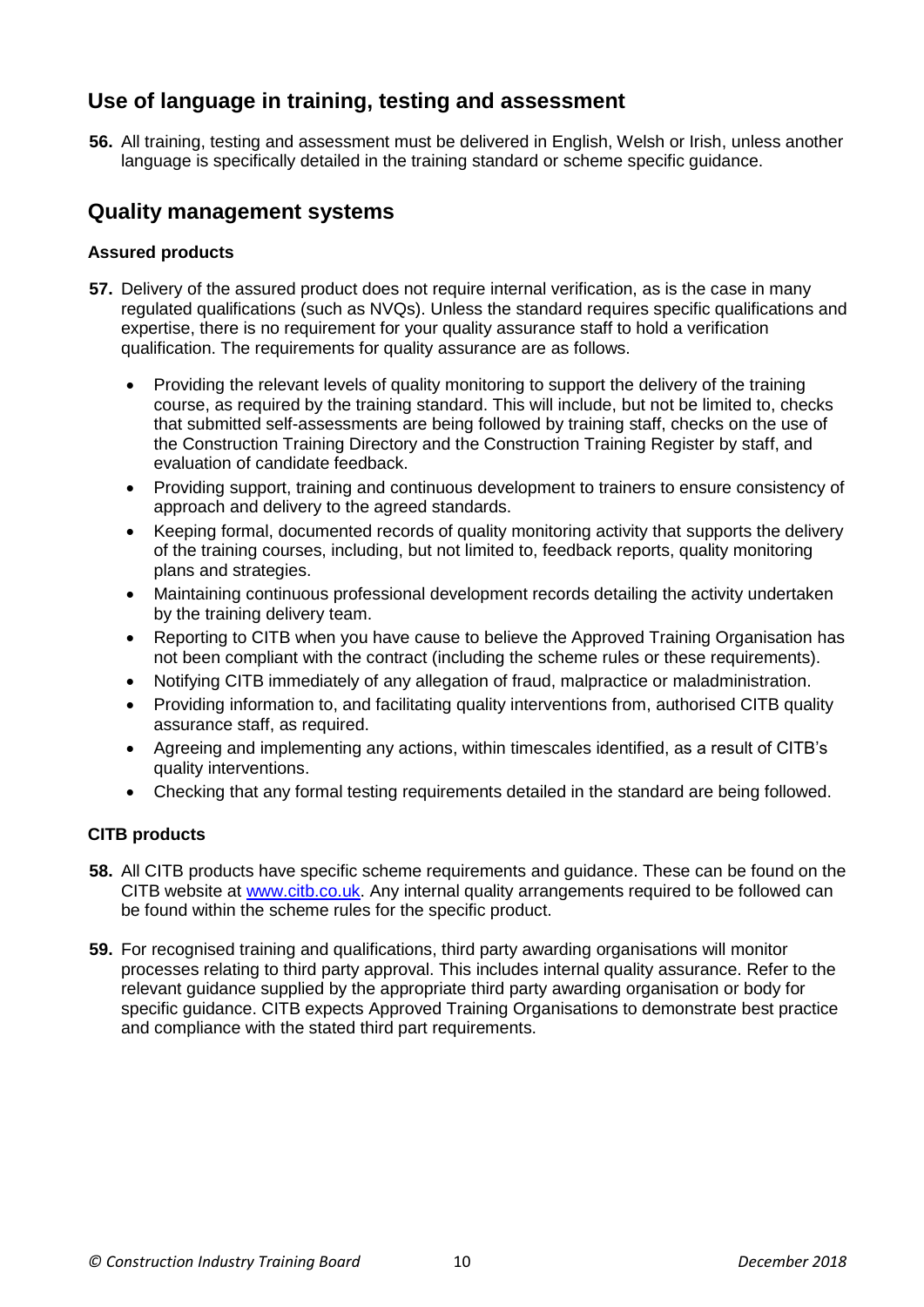## Use of language in training, testing and assessment

**56.** All training, testing and assessment must be delivered in English, Welsh or Irish, unless another language is specifically detailed in the training standard or scheme specific guidance.

## Quality management systems

### Assured products

**57.** Delivery of the assured product does not require internal verification, as is the case in many regulated qualifications (such as NVQs). Unless the standard requires specific qualifications and expertise, there is no requirement for your quality assurance staff to hold a verification qualification. The requirements for quality assurance are as follows.

- Providing the relevant levels of quality monitoring to support the delivery of the training course, as required by the training standard. This will include, but not be limited to, checks that submitted self-assessments are being followed by training staff, checks on the use of the Construction Training Directory and the Construction Training Register by staff, and evaluation of candidate feedback.
- Providing support, training and continuous development to trainers to ensure consistency of approach and delivery to the agreed standards.
- Keeping formal, documented records of quality monitoring activity that supports the delivery of the training courses, including, but not limited to, feedback reports, quality monitoring plans and strategies.
- Maintaining continuous professional development records detailing the activity undertaken by the training delivery team.
- Reporting to CITB when you have cause to believe the Approved Training Organisation has not been compliant with the contract (including the scheme rules or these requirements).
- Notifying CITB immediately of any allegation of fraud, malpractice or maladministration.
- Providing information to, and facilitating quality interventions from, authorised CITB quality assurance staff, as required.
- Agreeing and implementing any actions, within timescales identified, as a result of CITB's quality interventions.
- Checking that any formal testing requirements detailed in the standard are being followed.

### CITB products

**58.** All CITB products have specific scheme requirements and guidance. These can be found on the CITB website at [www.citb.co.uk](http://www.citb.co.uk). Any internal quality arrangements required to be followed can be found within the scheme rules for the specific product.

**59.** For recognised training and qualifications, third party awarding organisations will monitor processes relating to third party approval. This includes internal quality assurance. Refer to the relevant guidance supplied by the appropriate third party awarding organisation or body for specific guidance. CITB expects Approved Training Organisations to demonstrate best practice and compliance with the stated third part requirements.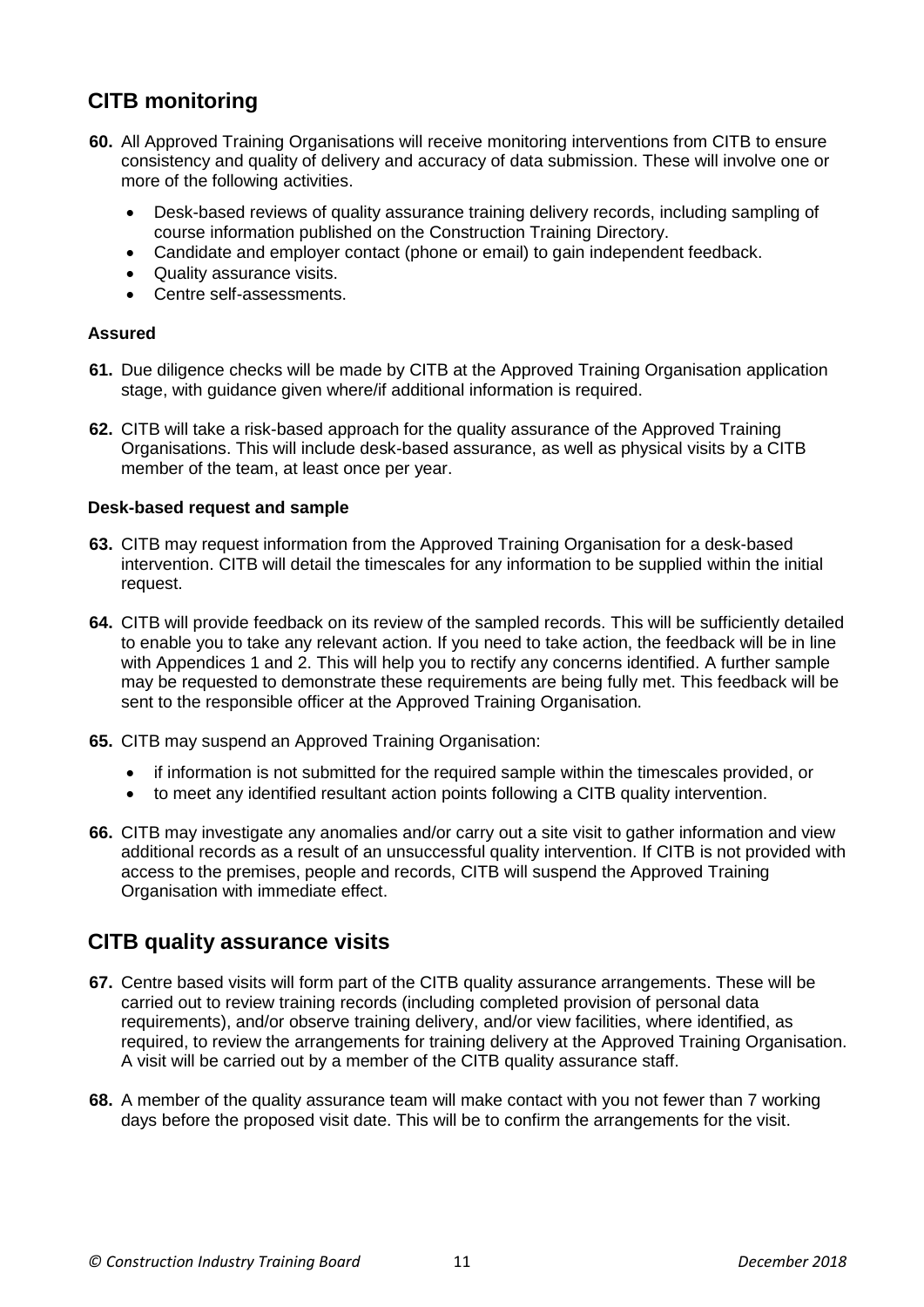## CITB monitoring

**60.** All Approved Training Organisations will receive monitoring interventions from CITB to ensure consistency and quality of delivery and accuracy of data submission. These will involve one or more of the following activities.

- Desk-based reviews of quality assurance training delivery records, including sampling of course information published on the Construction Training Directory.
- Candidate and employer contact (phone or email) to gain independent feedback.
- Quality assurance visits.
- Centre self-assessments.

### Assured

**61.** Due diligence checks will be made by CITB at the Approved Training Organisation application stage, with guidance given where/if additional information is required.

**62.** CITB will take a risk-based approach for the quality assurance of the Approved Training Organisations. This will include desk-based assurance, as well as physical visits by a CITB member of the team, at least once per year.

### Desk-based request and sample

**63.** CITB may request information from the Approved Training Organisation for a desk-based intervention. CITB will detail the timescales for any information to be supplied within the initial request.

**64.** CITB will provide feedback on its review of the sampled records. This will be sufficiently detailed to enable you to take any relevant action. If you need to take action, the feedback will be in line with Appendices 1 and 2. This will help you to rectify any concerns identified. A further sample may be requested to demonstrate these requirements are being fully met. This feedback will be sent to the responsible officer at the Approved Training Organisation.

**65.** CITB may suspend an Approved Training Organisation:

- if information is not submitted for the required sample within the timescales provided, or
- to meet any identified resultant action points following a CITB quality intervention.

**66.** CITB may investigate any anomalies and/or carry out a site visit to gather information and view additional records as a result of an unsuccessful quality intervention. If CITB is not provided with access to the premises, people and records, CITB will suspend the Approved Training Organisation with immediate effect.

## CITB quality assurance visits

**67.** Centre based visits will form part of the CITB quality assurance arrangements. These will be carried out to review training records (including completed provision of personal data requirements), and/or observe training delivery, and/or view facilities, where identified, as required, to review the arrangements for training delivery at the Approved Training Organisation. A visit will be carried out by a member of the CITB quality assurance staff.

**68.** A member of the quality assurance team will make contact with you not fewer than 7 working days before the proposed visit date. This will be to confirm the arrangements for the visit.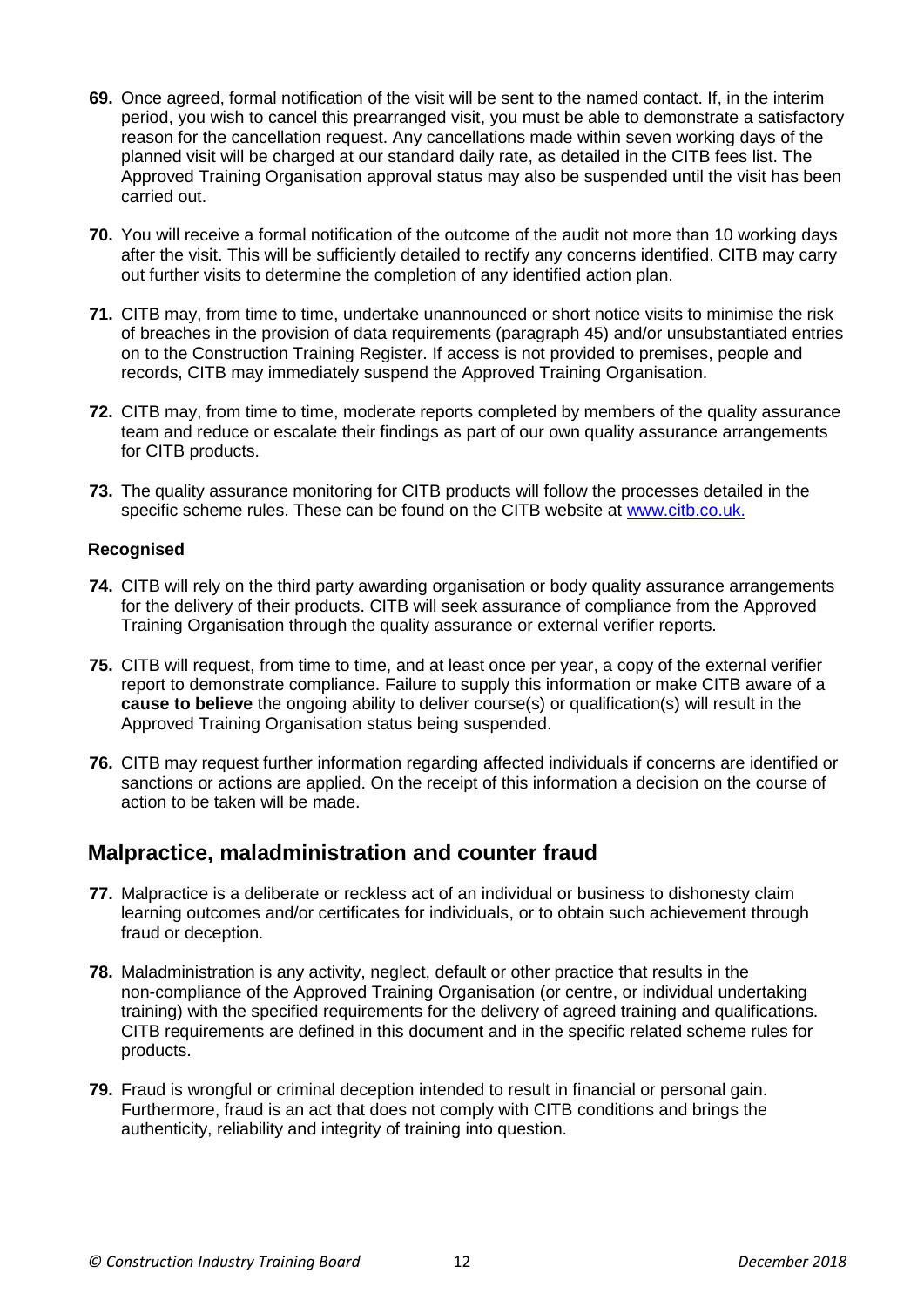69. Once agreed, formal notification of the visit will be sent to the named contact. If, in the interim period, you wish to cancel this prearranged visit, you must be able to demonstrate a satisfactory reason for the cancellation request. Any cancellations made within seven working days of the planned visit will be charged at our standard daily rate, as detailed in the CITB fees list. The Approved Training Organisation approval status may also be suspended until the visit has been carried out.

70. You will receive a formal notification of the outcome of the audit not more than 10 working days after the visit. This will be sufficiently detailed to rectify any concerns identified. CITB may carry out further visits to determine the completion of any identified action plan.

71. CITB may, from time to time, undertake unannounced or short notice visits to minimise the risk of breaches in the provision of data requirements (paragraph 45) and/or unsubstantiated entries on to the Construction Training Register. If access is not provided to premises, people and records, CITB may immediately suspend the Approved Training Organisation.

72. CITB may, from time to time, moderate reports completed by members of the quality assurance team and reduce or escalate their findings as part of our own quality assurance arrangements for CITB products.

73. The quality assurance monitoring for CITB products will follow the processes detailed in the specific scheme rules. These can be found on the CITB website at [www.citb.co.uk.](http://www.citb.co.uk)

**Recognised**

74. CITB will rely on the third party awarding organisation or body quality assurance arrangements for the delivery of their products. CITB will seek assurance of compliance from the Approved Training Organisation through the quality assurance or external verifier reports.

75. CITB will request, from time to time, and at least once per year, a copy of the external verifier report to demonstrate compliance. Failure to supply this information or make CITB aware of a **cause to believe** the ongoing ability to deliver course(s) or qualification(s) will result in the Approved Training Organisation status being suspended.

76. CITB may request further information regarding affected individuals if concerns are identified or sanctions or actions are applied. On the receipt of this information a decision on the course of action to be taken will be made.

## Malpractice, maladministration and counter fraud

77. Malpractice is a deliberate or reckless act of an individual or business to dishonesty claim learning outcomes and/or certificates for individuals, or to obtain such achievement through fraud or deception.

78. Maladministration is any activity, neglect, default or other practice that results in the non-compliance of the Approved Training Organisation (or centre, or individual undertaking training) with the specified requirements for the delivery of agreed training and qualifications. CITB requirements are defined in this document and in the specific related scheme rules for products.

79. Fraud is wrongful or criminal deception intended to result in financial or personal gain. Furthermore, fraud is an act that does not comply with CITB conditions and brings the authenticity, reliability and integrity of training into question.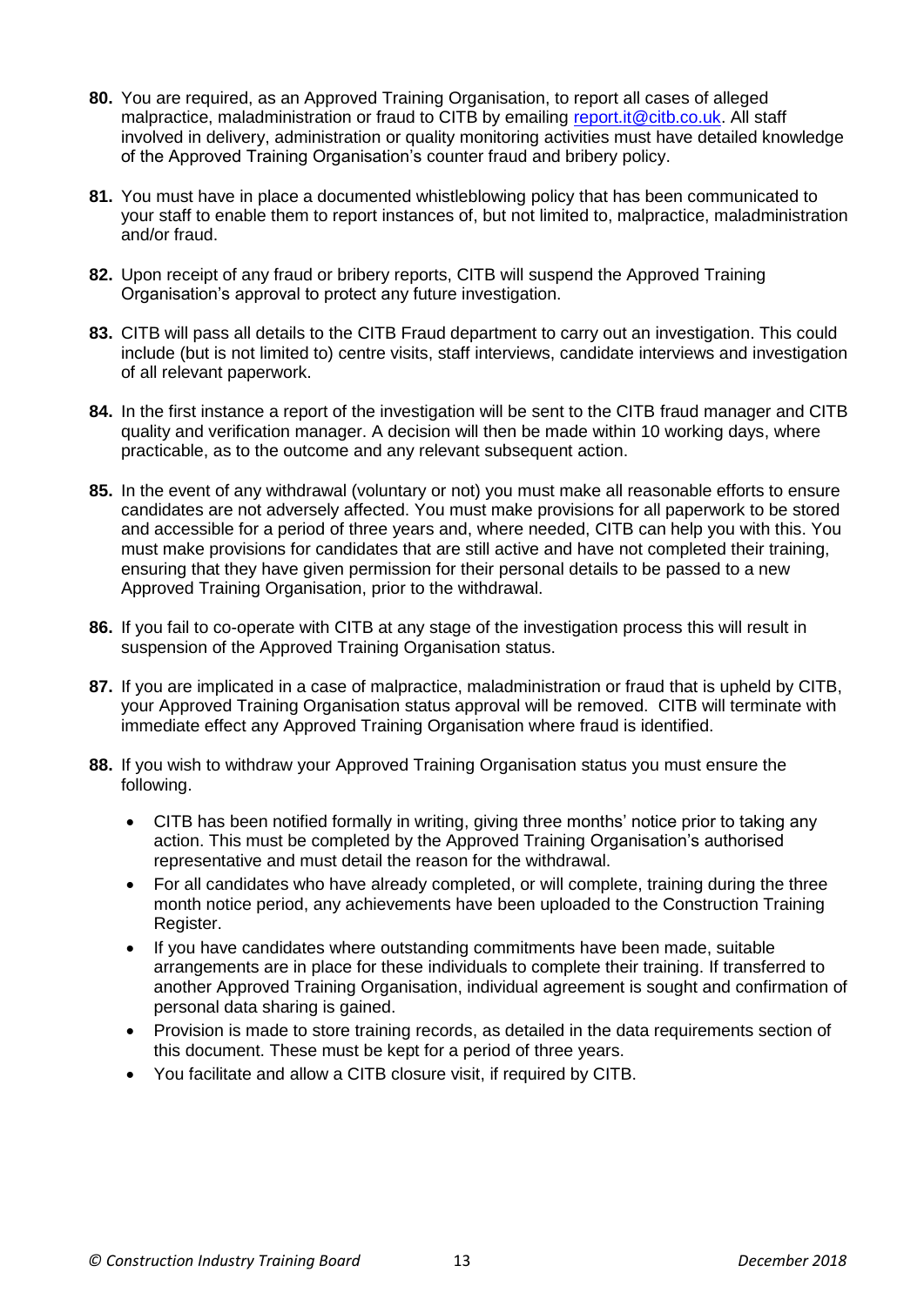**80.** You are required, as an Approved Training Organisation, to report all cases of alleged malpractice, maladministration or fraud to CITB by emailing [report.it@citb.co.uk](mailto:report.it@citb.co.uk). All staff involved in delivery, administration or quality monitoring activities must have detailed knowledge of the Approved Training Organisation's counter fraud and bribery policy.

**81.** You must have in place a documented whistleblowing policy that has been communicated to your staff to enable them to report instances of, but not limited to, malpractice, maladministration and/or fraud.

**82.** Upon receipt of any fraud or bribery reports, CITB will suspend the Approved Training Organisation's approval to protect any future investigation.

**83.** CITB will pass all details to the CITB Fraud department to carry out an investigation. This could include (but is not limited to) centre visits, staff interviews, candidate interviews and investigation of all relevant paperwork.

**84.** In the first instance a report of the investigation will be sent to the CITB fraud manager and CITB quality and verification manager. A decision will then be made within 10 working days, where practicable, as to the outcome and any relevant subsequent action.

**85.** In the event of any withdrawal (voluntary or not) you must make all reasonable efforts to ensure candidates are not adversely affected. You must make provisions for all paperwork to be stored and accessible for a period of three years and, where needed, CITB can help you with this. You must make provisions for candidates that are still active and have not completed their training, ensuring that they have given permission for their personal details to be passed to a new Approved Training Organisation, prior to the withdrawal.

**86.** If you fail to co-operate with CITB at any stage of the investigation process this will result in suspension of the Approved Training Organisation status.

**87.** If you are implicated in a case of malpractice, maladministration or fraud that is upheld by CITB, your Approved Training Organisation status approval will be removed. CITB will terminate with immediate effect any Approved Training Organisation where fraud is identified.

**88.** If you wish to withdraw your Approved Training Organisation status you must ensure the following.

- CITB has been notified formally in writing, giving three months' notice prior to taking any action. This must be completed by the Approved Training Organisation's authorised representative and must detail the reason for the withdrawal.
- For all candidates who have already completed, or will complete, training during the three month notice period, any achievements have been uploaded to the Construction Training Register.
- If you have candidates where outstanding commitments have been made, suitable arrangements are in place for these individuals to complete their training. If transferred to another Approved Training Organisation, individual agreement is sought and confirmation of personal data sharing is gained.
- Provision is made to store training records, as detailed in the data requirements section of this document. These must be kept for a period of three years.
- You facilitate and allow a CITB closure visit, if required by CITB.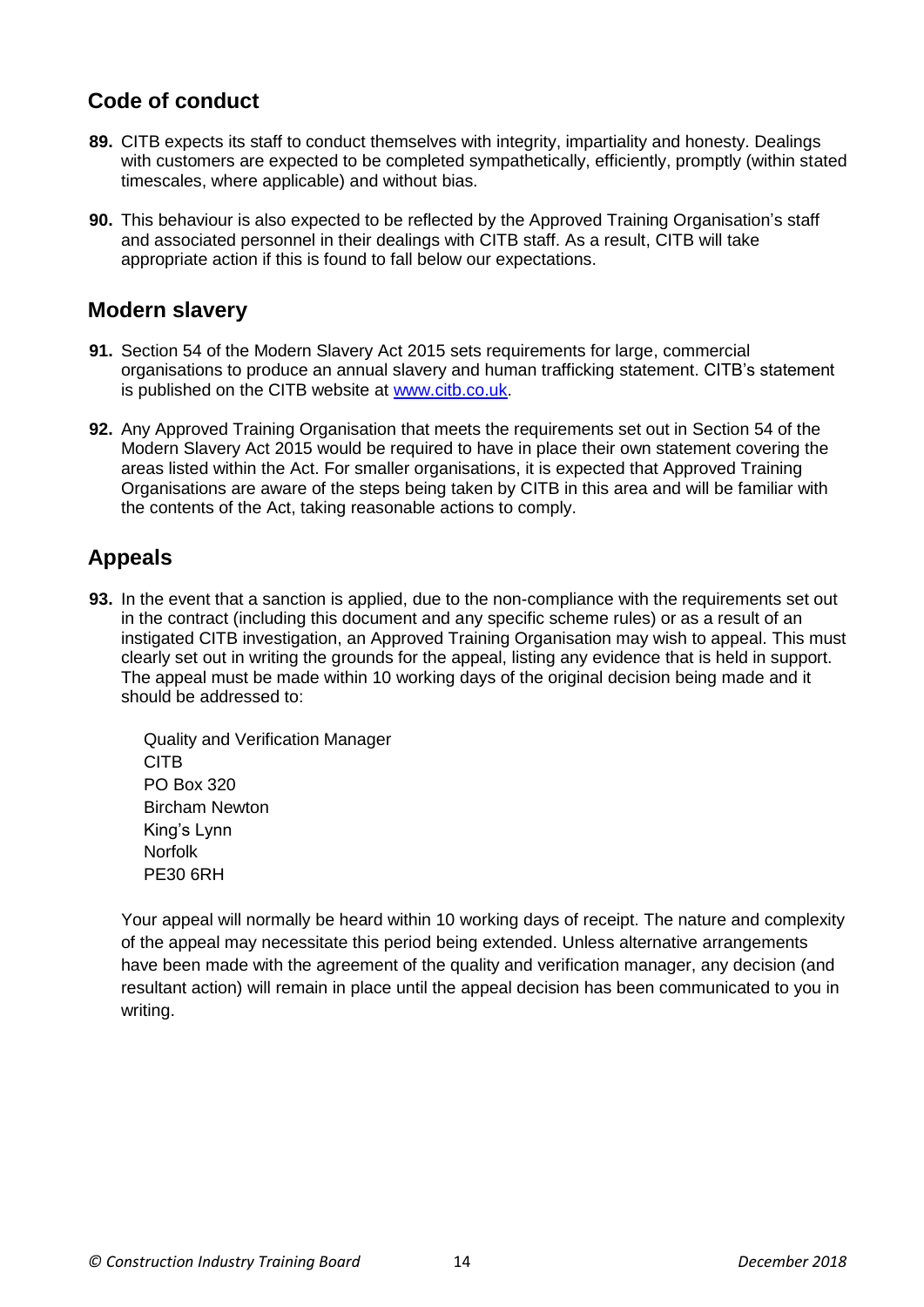## Code of conduct

**89.** CITB expects its staff to conduct themselves with integrity, impartiality and honesty. Dealings with customers are expected to be completed sympathetically, efficiently, promptly (within stated timescales, where applicable) and without bias.

**90.** This behaviour is also expected to be reflected by the Approved Training Organisation's staff and associated personnel in their dealings with CITB staff. As a result, CITB will take appropriate action if this is found to fall below our expectations.

## Modern slavery

**91.** Section 54 of the Modern Slavery Act 2015 sets requirements for large, commercial organisations to produce an annual slavery and human trafficking statement. CITB's statement is published on the CITB website at [www.citb.co.uk](http://www.citb.co.uk).

**92.** Any Approved Training Organisation that meets the requirements set out in Section 54 of the Modern Slavery Act 2015 would be required to have in place their own statement covering the areas listed within the Act. For smaller organisations, it is expected that Approved Training Organisations are aware of the steps being taken by CITB in this area and will be familiar with the contents of the Act, taking reasonable actions to comply.

## Appeals

**93.** In the event that a sanction is applied, due to the non-compliance with the requirements set out in the contract (including this document and any specific scheme rules) or as a result of an instigated CITB investigation, an Approved Training Organisation may wish to appeal. This must clearly set out in writing the grounds for the appeal, listing any evidence that is held in support. The appeal must be made within 10 working days of the original decision being made and it should be addressed to:

Quality and Verification Manager
CITB
PO Box 320
Bircham Newton
King's Lynn
Norfolk
PE30 6RH

Your appeal will normally be heard within 10 working days of receipt. The nature and complexity of the appeal may necessitate this period being extended. Unless alternative arrangements have been made with the agreement of the quality and verification manager, any decision (and resultant action) will remain in place until the appeal decision has been communicated to you in writing.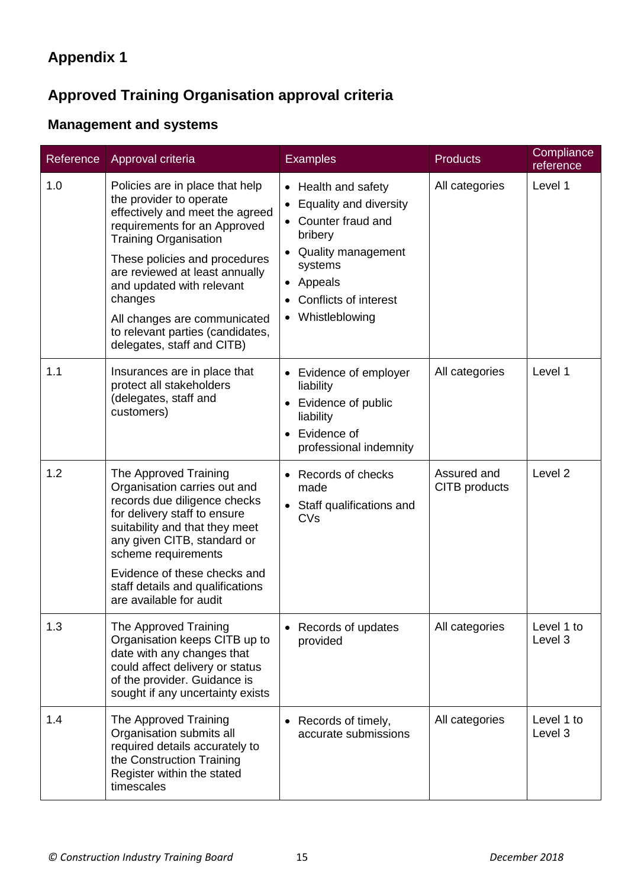## Appendix 1

## Approved Training Organisation approval criteria

### Management and systems

| Reference | Approval criteria | Examples | Products | Compliance reference |
|---|---|---|---|---|
| 1.0 | Policies are in place that help the provider to operate effectively and meet the agreed requirements for an Approved Training Organisation<br><br>These policies and procedures are reviewed at least annually and updated with relevant changes<br><br>All changes are communicated to relevant parties (candidates, delegates, staff and CITB) | • Health and safety<br>• Equality and diversity<br>• Counter fraud and bribery<br>• Quality management systems<br>• Appeals<br>• Conflicts of interest<br>• Whistleblowing | All categories | Level 1 |
| 1.1 | Insurances are in place that protect all stakeholders (delegates, staff and customers) | • Evidence of employer liability<br>• Evidence of public liability<br>• Evidence of professional indemnity | All categories | Level 1 |
| 1.2 | The Approved Training Organisation carries out and records due diligence checks for delivery staff to ensure suitability and that they meet any given CITB, standard or scheme requirements<br><br>Evidence of these checks and staff details and qualifications are available for audit | • Records of checks made<br>• Staff qualifications and CVs | Assured and CITB products | Level 2 |
| 1.3 | The Approved Training Organisation keeps CITB up to date with any changes that could affect delivery or status of the provider. Guidance is sought if any uncertainty exists | • Records of updates provided | All categories | Level 1 to Level 3 |
| 1.4 | The Approved Training Organisation submits all required details accurately to the Construction Training Register within the stated timescales | • Records of timely, accurate submissions | All categories | Level 1 to Level 3 |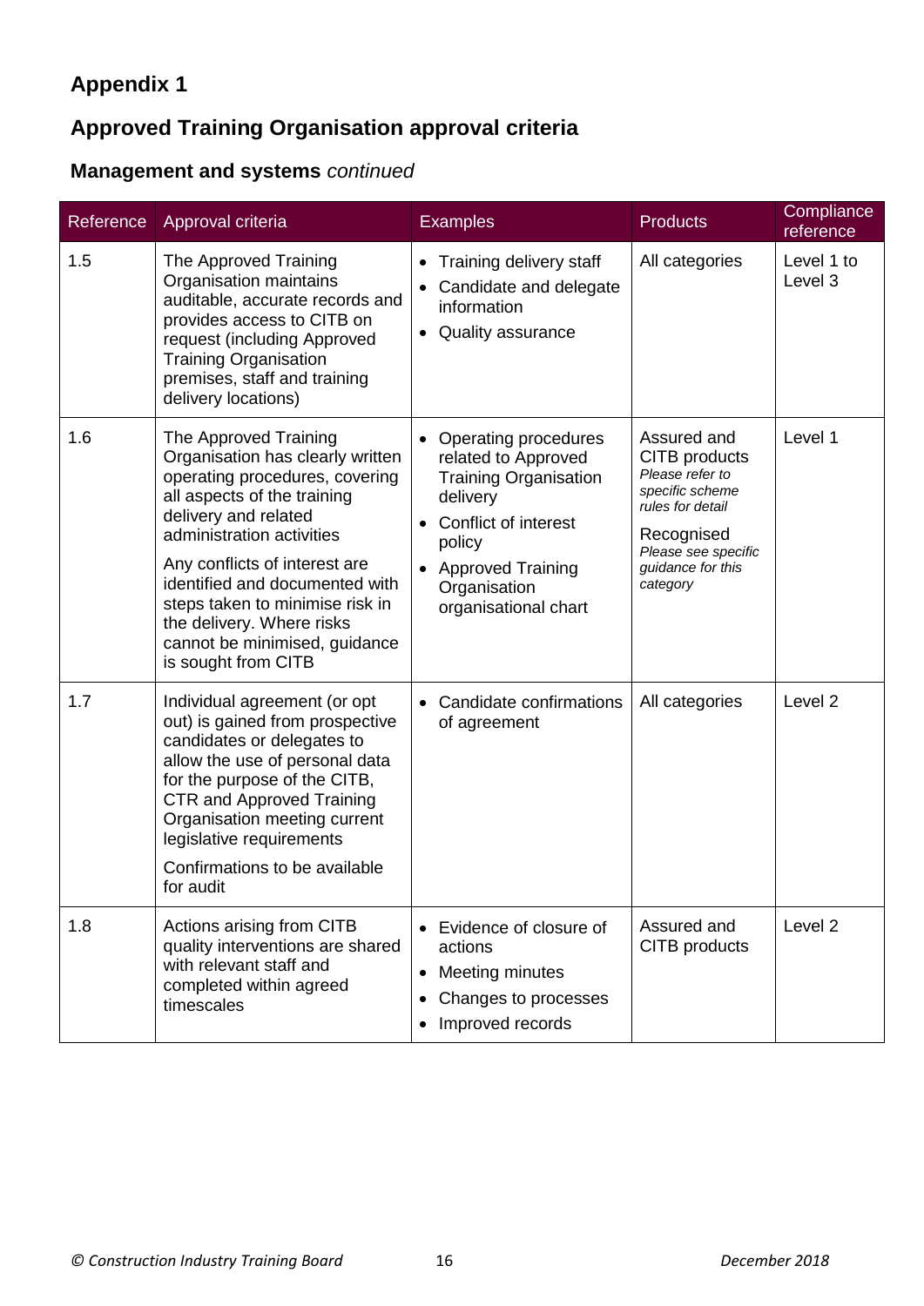## Appendix 1

## Approved Training Organisation approval criteria

### Management and systems *continued*

| Reference | Approval criteria | Examples | Products | Compliance reference |
|---|---|---|---|---|
| 1.5 | The Approved Training Organisation maintains auditable, accurate records and provides access to CITB on request (including Approved Training Organisation premises, staff and training delivery locations) | • Training delivery staff<br>• Candidate and delegate information<br>• Quality assurance | All categories | Level 1 to Level 3 |
| 1.6 | The Approved Training Organisation has clearly written operating procedures, covering all aspects of the training delivery and related administration activities<br><br>Any conflicts of interest are identified and documented with steps taken to minimise risk in the delivery. Where risks cannot be minimised, guidance is sought from CITB | • Operating procedures related to Approved Training Organisation delivery<br>• Conflict of interest policy<br>• Approved Training Organisation organisational chart | Assured and CITB products<br>*Please refer to specific scheme rules for detail*<br><br>Recognised<br>*Please see specific guidance for this category* | Level 1 |
| 1.7 | Individual agreement (or opt out) is gained from prospective candidates or delegates to allow the use of personal data for the purpose of the CITB, CTR and Approved Training Organisation meeting current legislative requirements<br><br>Confirmations to be available for audit | • Candidate confirmations of agreement | All categories | Level 2 |
| 1.8 | Actions arising from CITB quality interventions are shared with relevant staff and completed within agreed timescales | • Evidence of closure of actions<br>• Meeting minutes<br>• Changes to processes<br>• Improved records | Assured and CITB products | Level 2 |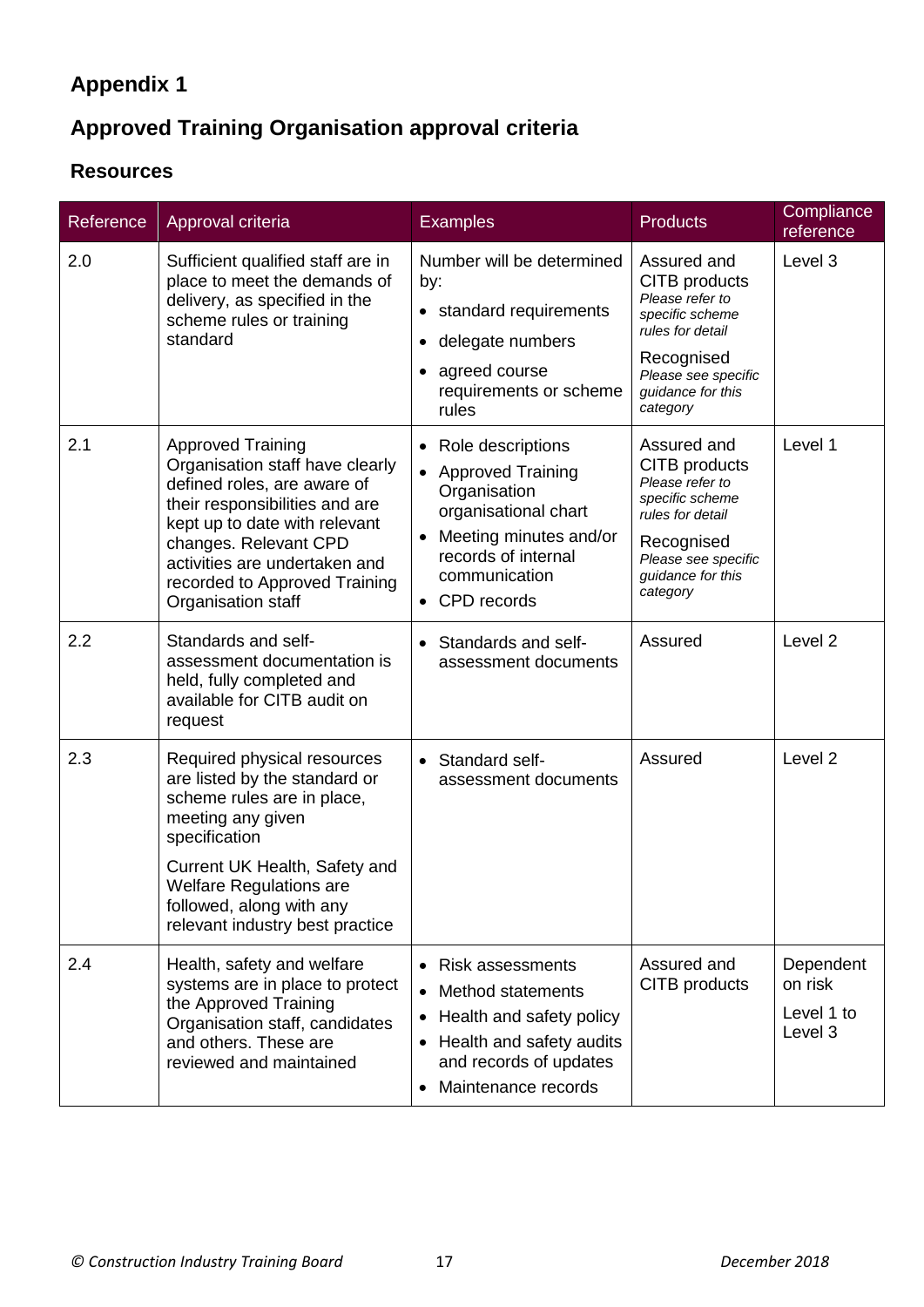## Appendix 1

## Approved Training Organisation approval criteria

### Resources

| Reference | Approval criteria | Examples | Products | Compliance reference |
|---|---|---|---|---|
| 2.0 | Sufficient qualified staff are in place to meet the demands of delivery, as specified in the scheme rules or training standard | Number will be determined by:<br>• standard requirements<br>• delegate numbers<br>• agreed course requirements or scheme rules | Assured and CITB products<br>*Please refer to specific scheme rules for detail*<br>Recognised<br>*Please see specific guidance for this category* | Level 3 |
| 2.1 | Approved Training Organisation staff have clearly defined roles, are aware of their responsibilities and are kept up to date with relevant changes. Relevant CPD activities are undertaken and recorded to Approved Training Organisation staff | • Role descriptions<br>• Approved Training Organisation organisational chart<br>• Meeting minutes and/or records of internal communication<br>• CPD records | Assured and CITB products<br>*Please refer to specific scheme rules for detail*<br>Recognised<br>*Please see specific guidance for this category* | Level 1 |
| 2.2 | Standards and self-assessment documentation is held, fully completed and available for CITB audit on request | • Standards and self-assessment documents | Assured | Level 2 |
| 2.3 | Required physical resources are listed by the standard or scheme rules are in place, meeting any given specification<br>Current UK Health, Safety and Welfare Regulations are followed, along with any relevant industry best practice | • Standard self-assessment documents | Assured | Level 2 |
| 2.4 | Health, safety and welfare systems are in place to protect the Approved Training Organisation staff, candidates and others. These are reviewed and maintained | • Risk assessments<br>• Method statements<br>• Health and safety policy<br>• Health and safety audits and records of updates<br>• Maintenance records | Assured and CITB products | Dependent on risk<br>Level 1 to Level 3 |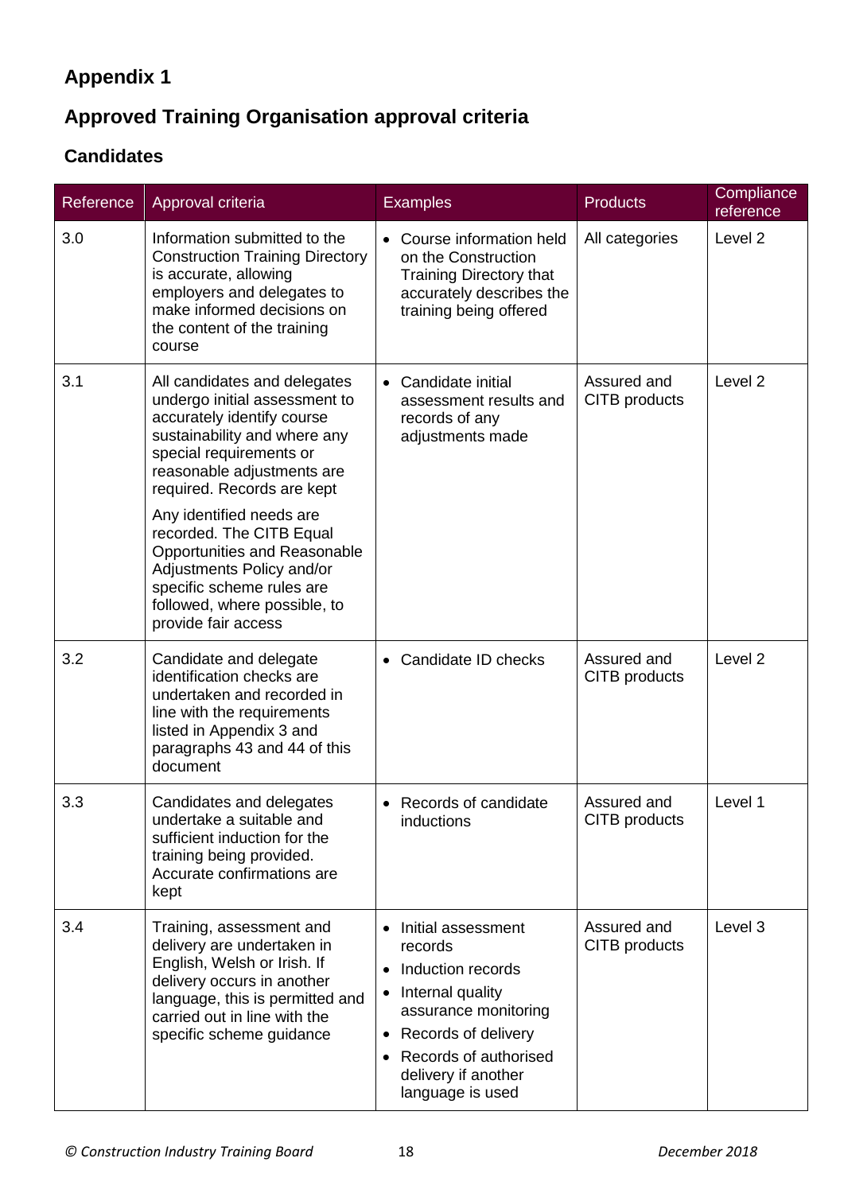# Appendix 1

## Approved Training Organisation approval criteria

### Candidates

| Reference | Approval criteria | Examples | Products | Compliance reference |
|---|---|---|---|---|
| 3.0 | Information submitted to the Construction Training Directory is accurate, allowing employers and delegates to make informed decisions on the content of the training course | • Course information held on the Construction Training Directory that accurately describes the training being offered | All categories | Level 2 |
| 3.1 | All candidates and delegates undergo initial assessment to accurately identify course sustainability and where any special requirements or reasonable adjustments are required. Records are kept<br><br>Any identified needs are recorded. The CITB Equal Opportunities and Reasonable Adjustments Policy and/or specific scheme rules are followed, where possible, to provide fair access | • Candidate initial assessment results and records of any adjustments made | Assured and CITB products | Level 2 |
| 3.2 | Candidate and delegate identification checks are undertaken and recorded in line with the requirements listed in Appendix 3 and paragraphs 43 and 44 of this document | • Candidate ID checks | Assured and CITB products | Level 2 |
| 3.3 | Candidates and delegates undertake a suitable and sufficient induction for the training being provided. Accurate confirmations are kept | • Records of candidate inductions | Assured and CITB products | Level 1 |
| 3.4 | Training, assessment and delivery are undertaken in English, Welsh or Irish. If delivery occurs in another language, this is permitted and carried out in line with the specific scheme guidance | • Initial assessment records<br>• Induction records<br>• Internal quality assurance monitoring<br>• Records of delivery<br>• Records of authorised delivery if another language is used | Assured and CITB products | Level 3 |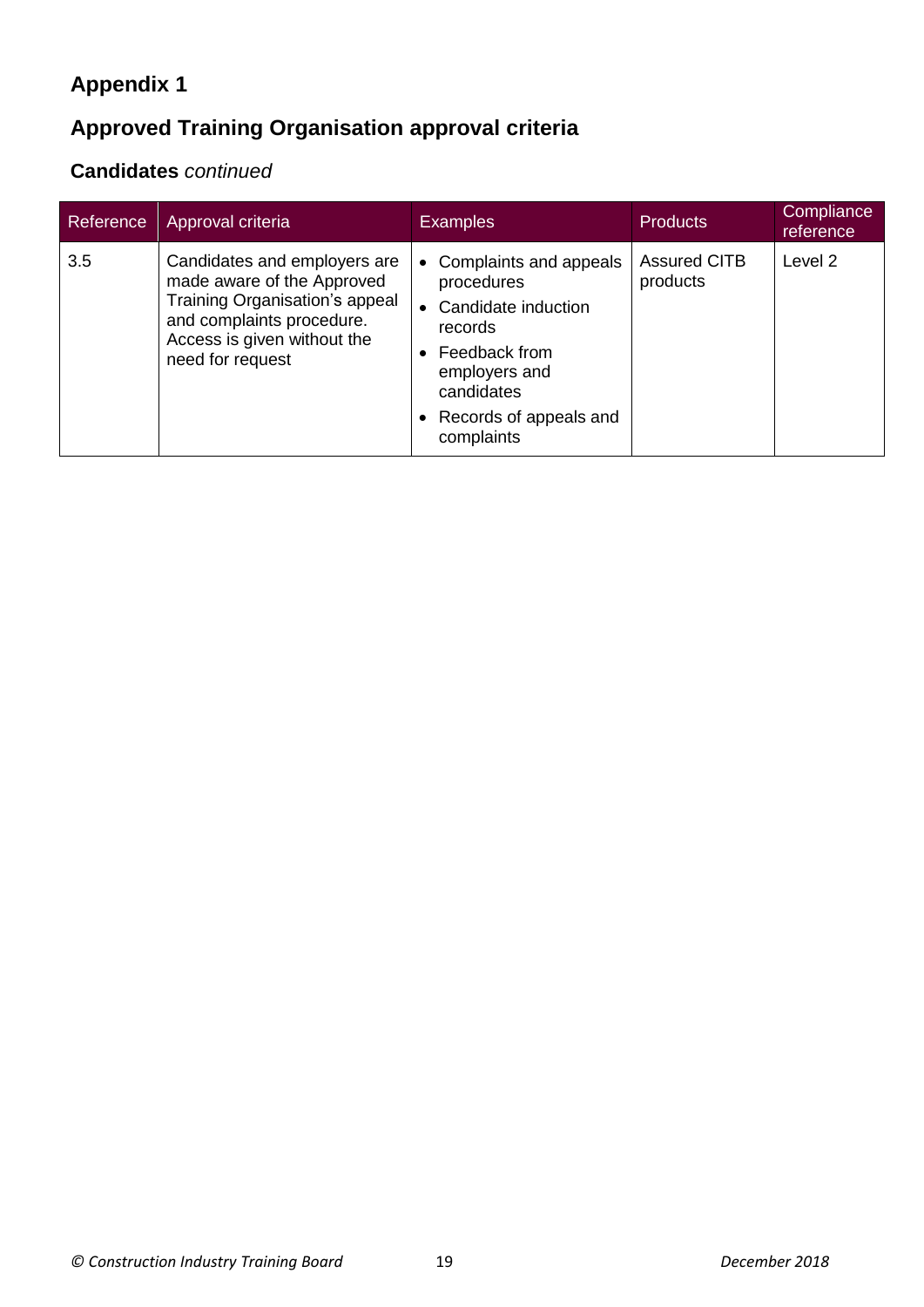# Appendix 1

## Approved Training Organisation approval criteria

### **Candidates** *continued*

| Reference | Approval criteria | Examples | Products | Compliance reference |
|---|---|---|---|---|
| 3.5 | Candidates and employers are made aware of the Approved Training Organisation's appeal and complaints procedure. Access is given without the need for request | • Complaints and appeals procedures<br>• Candidate induction records<br>• Feedback from employers and candidates<br>• Records of appeals and complaints | Assured CITB products | Level 2 |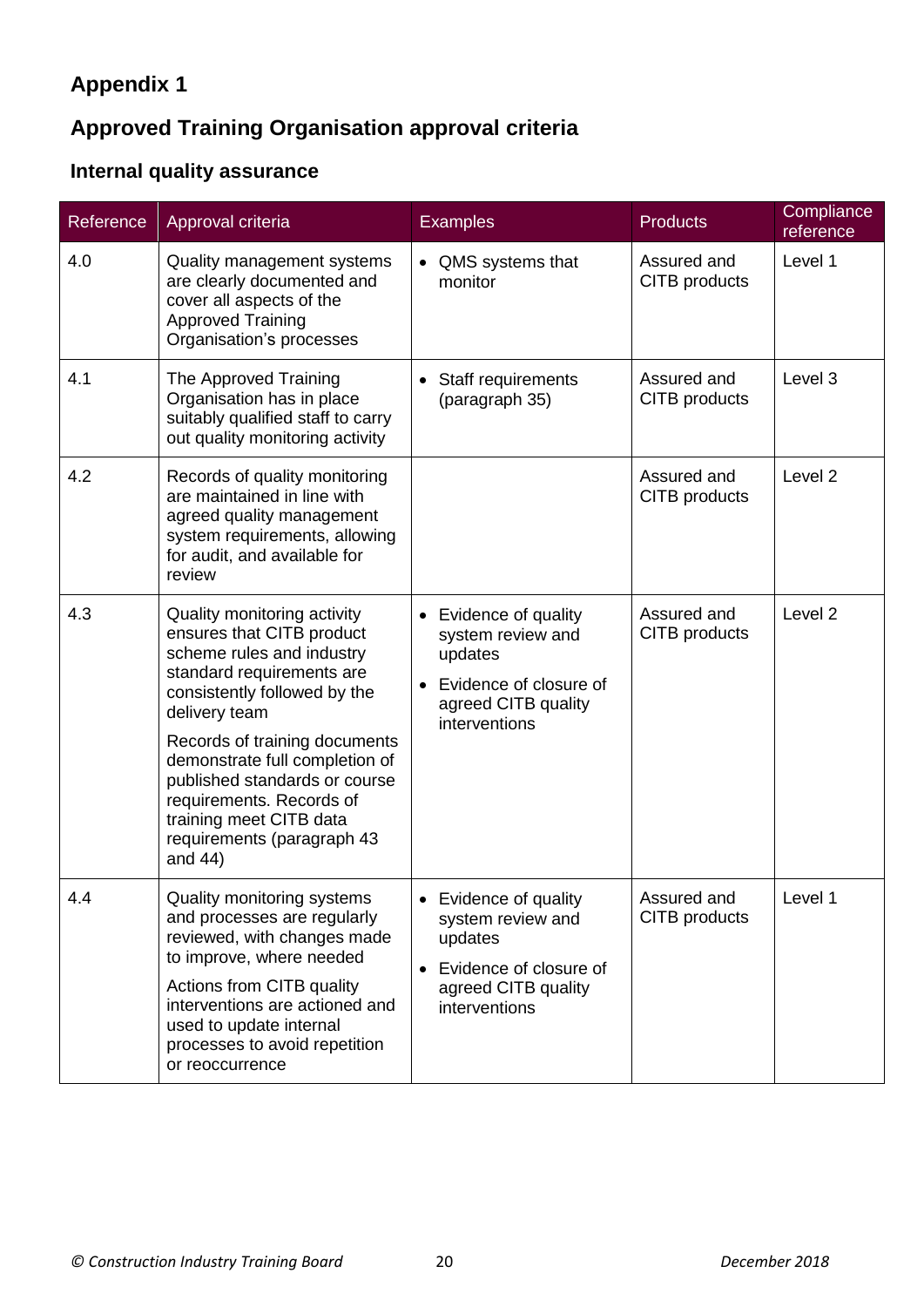# Appendix 1

## Approved Training Organisation approval criteria

### Internal quality assurance

| Reference | Approval criteria | Examples | Products | Compliance reference |
|---|---|---|---|---|
| 4.0 | Quality management systems are clearly documented and cover all aspects of the Approved Training Organisation's processes | • QMS systems that monitor | Assured and CITB products | Level 1 |
| 4.1 | The Approved Training Organisation has in place suitably qualified staff to carry out quality monitoring activity | • Staff requirements (paragraph 35) | Assured and CITB products | Level 3 |
| 4.2 | Records of quality monitoring are maintained in line with agreed quality management system requirements, allowing for audit, and available for review | | Assured and CITB products | Level 2 |
| 4.3 | Quality monitoring activity ensures that CITB product scheme rules and industry standard requirements are consistently followed by the delivery team<br><br>Records of training documents demonstrate full completion of published standards or course requirements. Records of training meet CITB data requirements (paragraph 43 and 44) | • Evidence of quality system review and updates<br>• Evidence of closure of agreed CITB quality interventions | Assured and CITB products | Level 2 |
| 4.4 | Quality monitoring systems and processes are regularly reviewed, with changes made to improve, where needed<br><br>Actions from CITB quality interventions are actioned and used to update internal processes to avoid repetition or reoccurrence | • Evidence of quality system review and updates<br>• Evidence of closure of agreed CITB quality interventions | Assured and CITB products | Level 1 |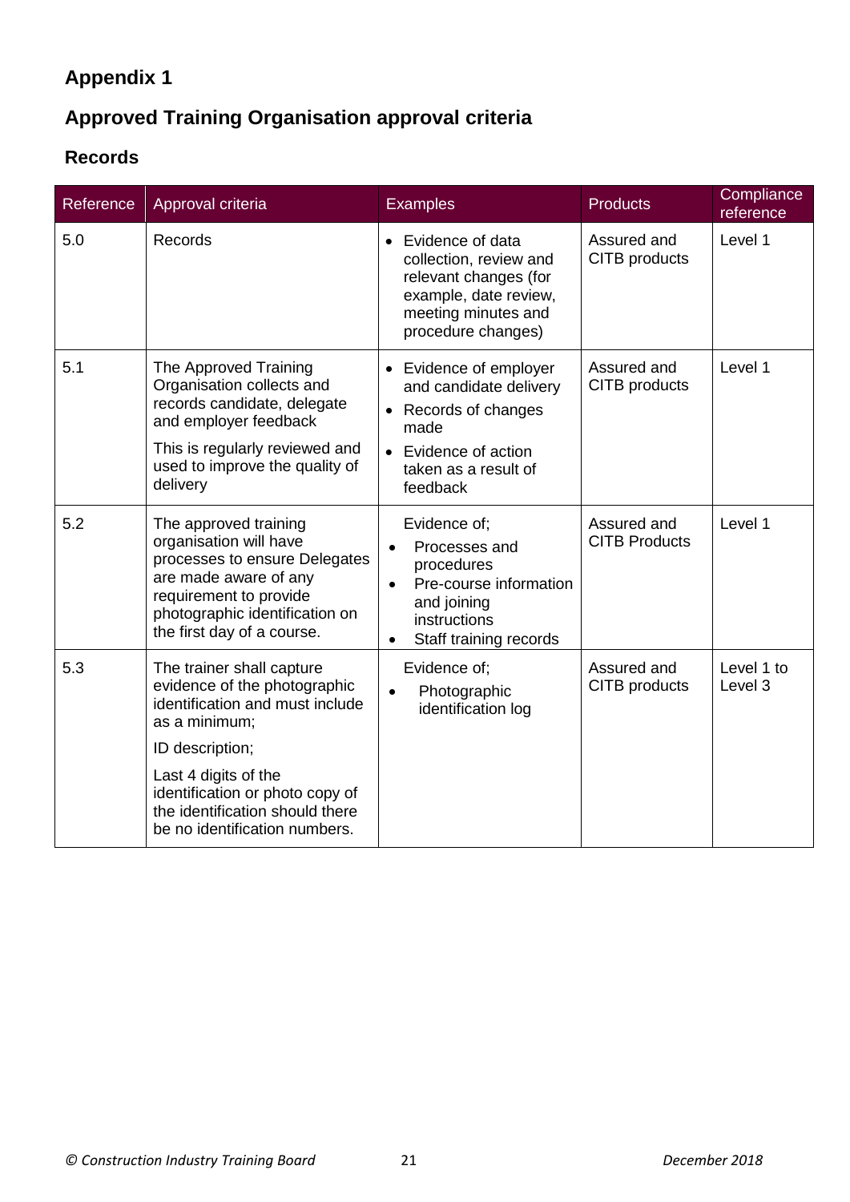## Appendix 1

## Approved Training Organisation approval criteria

### Records

| Reference | Approval criteria | Examples | Products | Compliance reference |
|---|---|---|---|---|
| 5.0 | Records | • Evidence of data collection, review and relevant changes (for example, date review, meeting minutes and procedure changes) | Assured and CITB products | Level 1 |
| 5.1 | The Approved Training Organisation collects and records candidate, delegate and employer feedback<br><br>This is regularly reviewed and used to improve the quality of delivery | • Evidence of employer and candidate delivery<br>• Records of changes made<br>• Evidence of action taken as a result of feedback | Assured and CITB products | Level 1 |
| 5.2 | The approved training organisation will have processes to ensure Delegates are made aware of any requirement to provide photographic identification on the first day of a course. | Evidence of;<br>• Processes and procedures<br>• Pre-course information and joining instructions<br>• Staff training records | Assured and CITB Products | Level 1 |
| 5.3 | The trainer shall capture evidence of the photographic identification and must include as a minimum;<br><br>ID description;<br><br>Last 4 digits of the identification or photo copy of the identification should there be no identification numbers. | Evidence of;<br>• Photographic identification log | Assured and CITB products | Level 1 to Level 3 |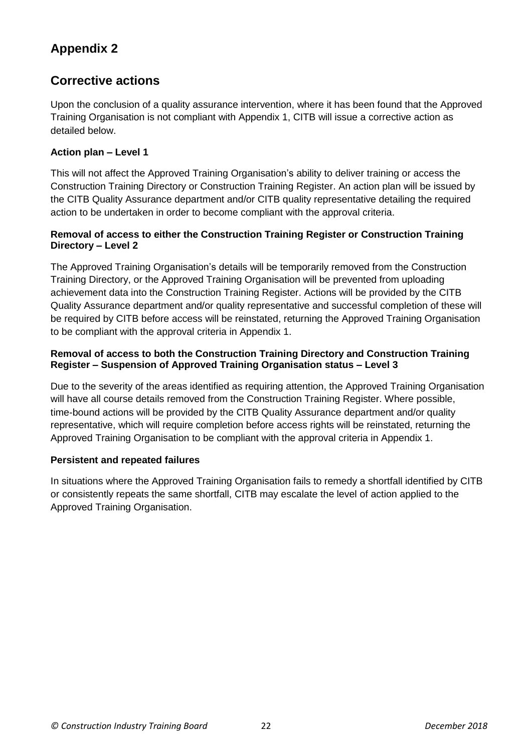# Appendix 2

## Corrective actions

Upon the conclusion of a quality assurance intervention, where it has been found that the Approved Training Organisation is not compliant with Appendix 1, CITB will issue a corrective action as detailed below.

**Action plan – Level 1**

This will not affect the Approved Training Organisation's ability to deliver training or access the Construction Training Directory or Construction Training Register. An action plan will be issued by the CITB Quality Assurance department and/or CITB quality representative detailing the required action to be undertaken in order to become compliant with the approval criteria.

**Removal of access to either the Construction Training Register or Construction Training Directory – Level 2**

The Approved Training Organisation's details will be temporarily removed from the Construction Training Directory, or the Approved Training Organisation will be prevented from uploading achievement data into the Construction Training Register. Actions will be provided by the CITB Quality Assurance department and/or quality representative and successful completion of these will be required by CITB before access will be reinstated, returning the Approved Training Organisation to be compliant with the approval criteria in Appendix 1.

**Removal of access to both the Construction Training Directory and Construction Training Register – Suspension of Approved Training Organisation status – Level 3**

Due to the severity of the areas identified as requiring attention, the Approved Training Organisation will have all course details removed from the Construction Training Register. Where possible, time-bound actions will be provided by the CITB Quality Assurance department and/or quality representative, which will require completion before access rights will be reinstated, returning the Approved Training Organisation to be compliant with the approval criteria in Appendix 1.

**Persistent and repeated failures**

In situations where the Approved Training Organisation fails to remedy a shortfall identified by CITB or consistently repeats the same shortfall, CITB may escalate the level of action applied to the Approved Training Organisation.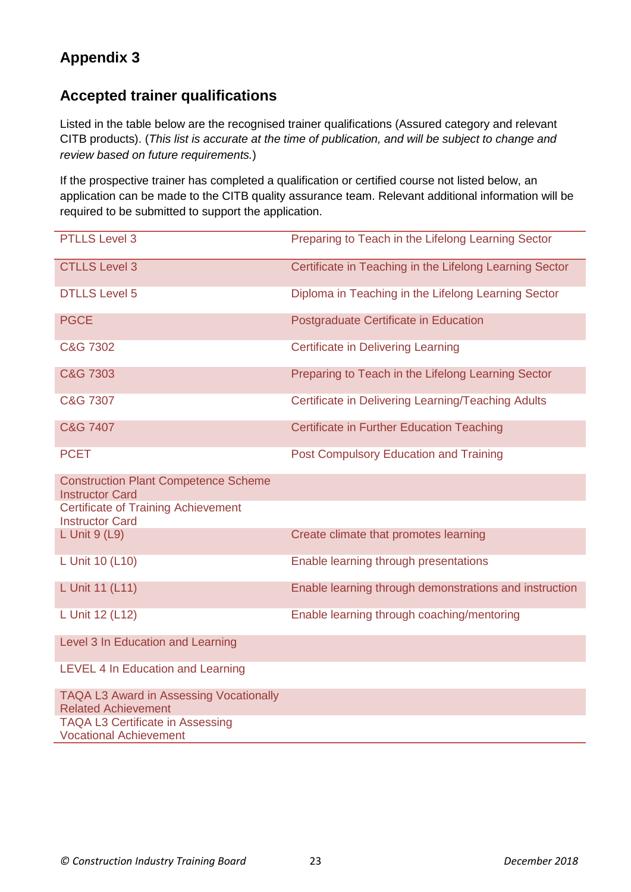## Appendix 3

### Accepted trainer qualifications

Listed in the table below are the recognised trainer qualifications (Assured category and relevant CITB products). (*This list is accurate at the time of publication, and will be subject to change and review based on future requirements.*)

If the prospective trainer has completed a qualification or certified course not listed below, an application can be made to the CITB quality assurance team. Relevant additional information will be required to be submitted to support the application.

| | |
|---|---|
| PTLLS Level 3 | Preparing to Teach in the Lifelong Learning Sector |
| CTLLS Level 3 | Certificate in Teaching in the Lifelong Learning Sector |
| DTLLS Level 5 | Diploma in Teaching in the Lifelong Learning Sector |
| PGCE | Postgraduate Certificate in Education |
| C&G 7302 | Certificate in Delivering Learning |
| C&G 7303 | Preparing to Teach in the Lifelong Learning Sector |
| C&G 7307 | Certificate in Delivering Learning/Teaching Adults |
| C&G 7407 | Certificate in Further Education Teaching |
| PCET | Post Compulsory Education and Training |
| Construction Plant Competence Scheme Instructor Card | |
| Certificate of Training Achievement Instructor Card | |
| L Unit 9 (L9) | Create climate that promotes learning |
| L Unit 10 (L10) | Enable learning through presentations |
| L Unit 11 (L11) | Enable learning through demonstrations and instruction |
| L Unit 12 (L12) | Enable learning through coaching/mentoring |
| Level 3 In Education and Learning | |
| LEVEL 4 In Education and Learning | |
| TAQA L3 Award in Assessing Vocationally Related Achievement | |
| TAQA L3 Certificate in Assessing Vocational Achievement | |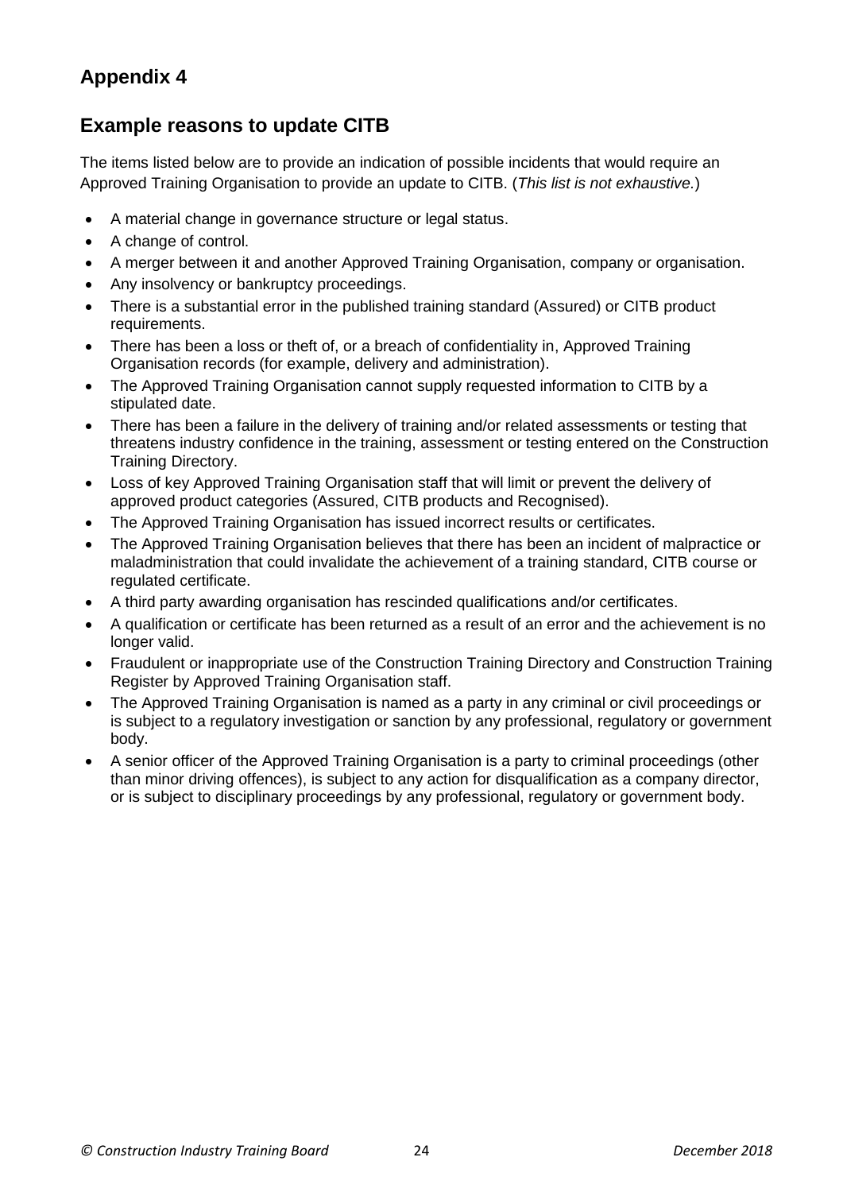## Appendix 4

## Example reasons to update CITB

The items listed below are to provide an indication of possible incidents that would require an Approved Training Organisation to provide an update to CITB. (*This list is not exhaustive.*)

- A material change in governance structure or legal status.
- A change of control.
- A merger between it and another Approved Training Organisation, company or organisation.
- Any insolvency or bankruptcy proceedings.
- There is a substantial error in the published training standard (Assured) or CITB product requirements.
- There has been a loss or theft of, or a breach of confidentiality in, Approved Training Organisation records (for example, delivery and administration).
- The Approved Training Organisation cannot supply requested information to CITB by a stipulated date.
- There has been a failure in the delivery of training and/or related assessments or testing that threatens industry confidence in the training, assessment or testing entered on the Construction Training Directory.
- Loss of key Approved Training Organisation staff that will limit or prevent the delivery of approved product categories (Assured, CITB products and Recognised).
- The Approved Training Organisation has issued incorrect results or certificates.
- The Approved Training Organisation believes that there has been an incident of malpractice or maladministration that could invalidate the achievement of a training standard, CITB course or regulated certificate.
- A third party awarding organisation has rescinded qualifications and/or certificates.
- A qualification or certificate has been returned as a result of an error and the achievement is no longer valid.
- Fraudulent or inappropriate use of the Construction Training Directory and Construction Training Register by Approved Training Organisation staff.
- The Approved Training Organisation is named as a party in any criminal or civil proceedings or is subject to a regulatory investigation or sanction by any professional, regulatory or government body.
- A senior officer of the Approved Training Organisation is a party to criminal proceedings (other than minor driving offences), is subject to any action for disqualification as a company director, or is subject to disciplinary proceedings by any professional, regulatory or government body.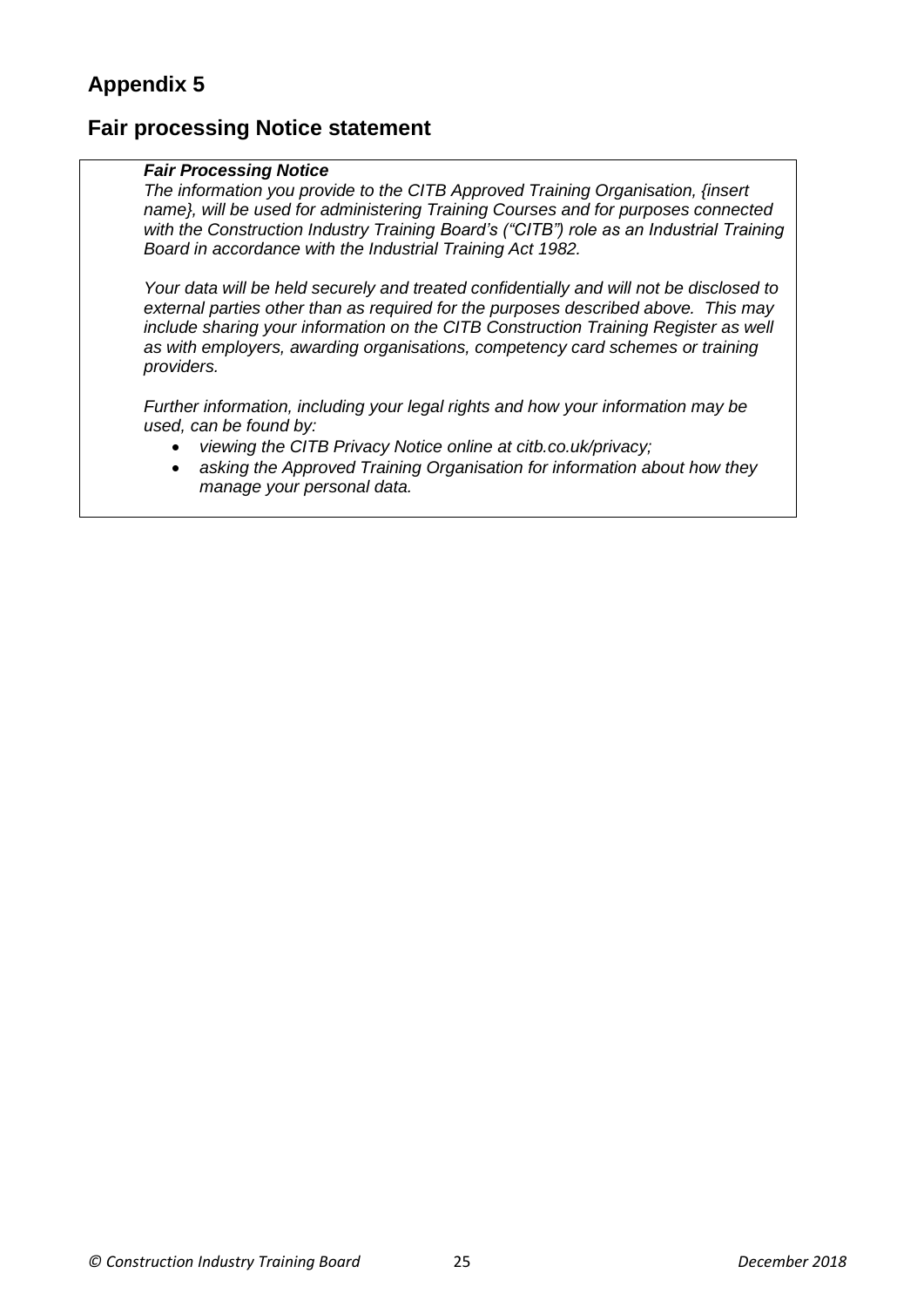## Appendix 5

## Fair processing Notice statement

***Fair Processing Notice***

*The information you provide to the CITB Approved Training Organisation, {insert name}, will be used for administering Training Courses and for purposes connected with the Construction Industry Training Board's ("CITB") role as an Industrial Training Board in accordance with the Industrial Training Act 1982.*

*Your data will be held securely and treated confidentially and will not be disclosed to external parties other than as required for the purposes described above. This may include sharing your information on the CITB Construction Training Register as well as with employers, awarding organisations, competency card schemes or training providers.*

*Further information, including your legal rights and how your information may be used, can be found by:*

- *viewing the CITB Privacy Notice online at citb.co.uk/privacy;*
- *asking the Approved Training Organisation for information about how they manage your personal data.*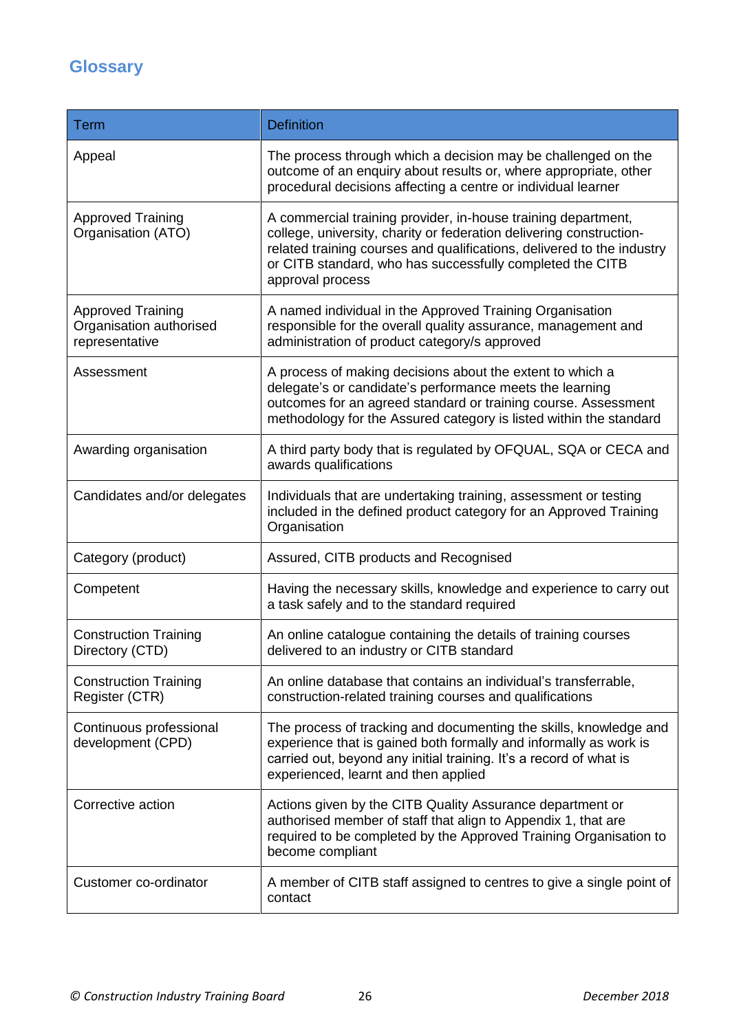## Glossary

| Term | Definition |
|---|---|
| Appeal | The process through which a decision may be challenged on the outcome of an enquiry about results or, where appropriate, other procedural decisions affecting a centre or individual learner |
| Approved Training Organisation (ATO) | A commercial training provider, in-house training department, college, university, charity or federation delivering construction-related training courses and qualifications, delivered to the industry or CITB standard, who has successfully completed the CITB approval process |
| Approved Training Organisation authorised representative | A named individual in the Approved Training Organisation responsible for the overall quality assurance, management and administration of product category/s approved |
| Assessment | A process of making decisions about the extent to which a delegate's or candidate's performance meets the learning outcomes for an agreed standard or training course. Assessment methodology for the Assured category is listed within the standard |
| Awarding organisation | A third party body that is regulated by OFQUAL, SQA or CECA and awards qualifications |
| Candidates and/or delegates | Individuals that are undertaking training, assessment or testing included in the defined product category for an Approved Training Organisation |
| Category (product) | Assured, CITB products and Recognised |
| Competent | Having the necessary skills, knowledge and experience to carry out a task safely and to the standard required |
| Construction Training Directory (CTD) | An online catalogue containing the details of training courses delivered to an industry or CITB standard |
| Construction Training Register (CTR) | An online database that contains an individual's transferrable, construction-related training courses and qualifications |
| Continuous professional development (CPD) | The process of tracking and documenting the skills, knowledge and experience that is gained both formally and informally as work is carried out, beyond any initial training. It's a record of what is experienced, learnt and then applied |
| Corrective action | Actions given by the CITB Quality Assurance department or authorised member of staff that align to Appendix 1, that are required to be completed by the Approved Training Organisation to become compliant |
| Customer co-ordinator | A member of CITB staff assigned to centres to give a single point of contact |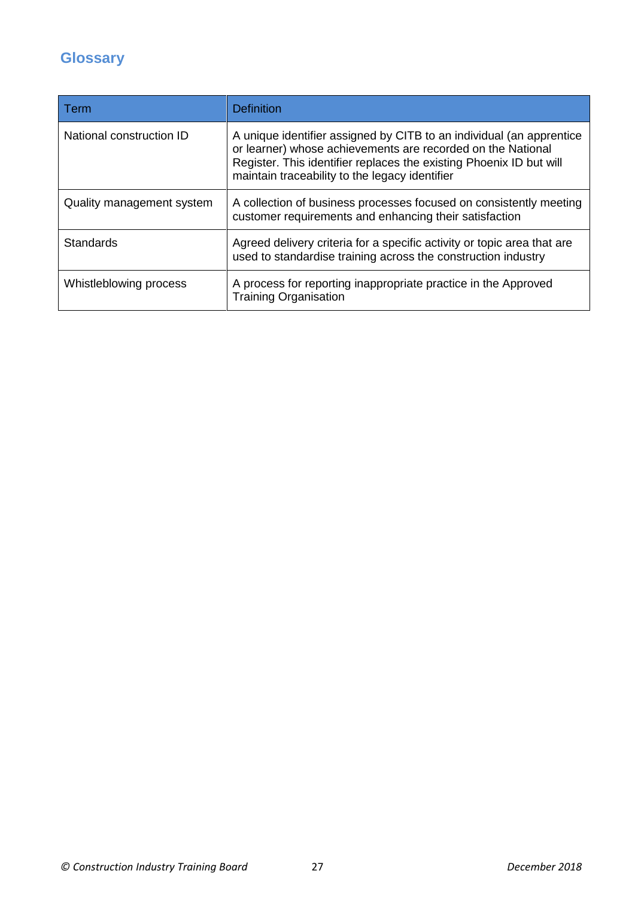## Glossary

| Term | Definition |
|---|---|
| National construction ID | A unique identifier assigned by CITB to an individual (an apprentice or learner) whose achievements are recorded on the National Register. This identifier replaces the existing Phoenix ID but will maintain traceability to the legacy identifier |
| Quality management system | A collection of business processes focused on consistently meeting customer requirements and enhancing their satisfaction |
| Standards | Agreed delivery criteria for a specific activity or topic area that are used to standardise training across the construction industry |
| Whistleblowing process | A process for reporting inappropriate practice in the Approved Training Organisation |